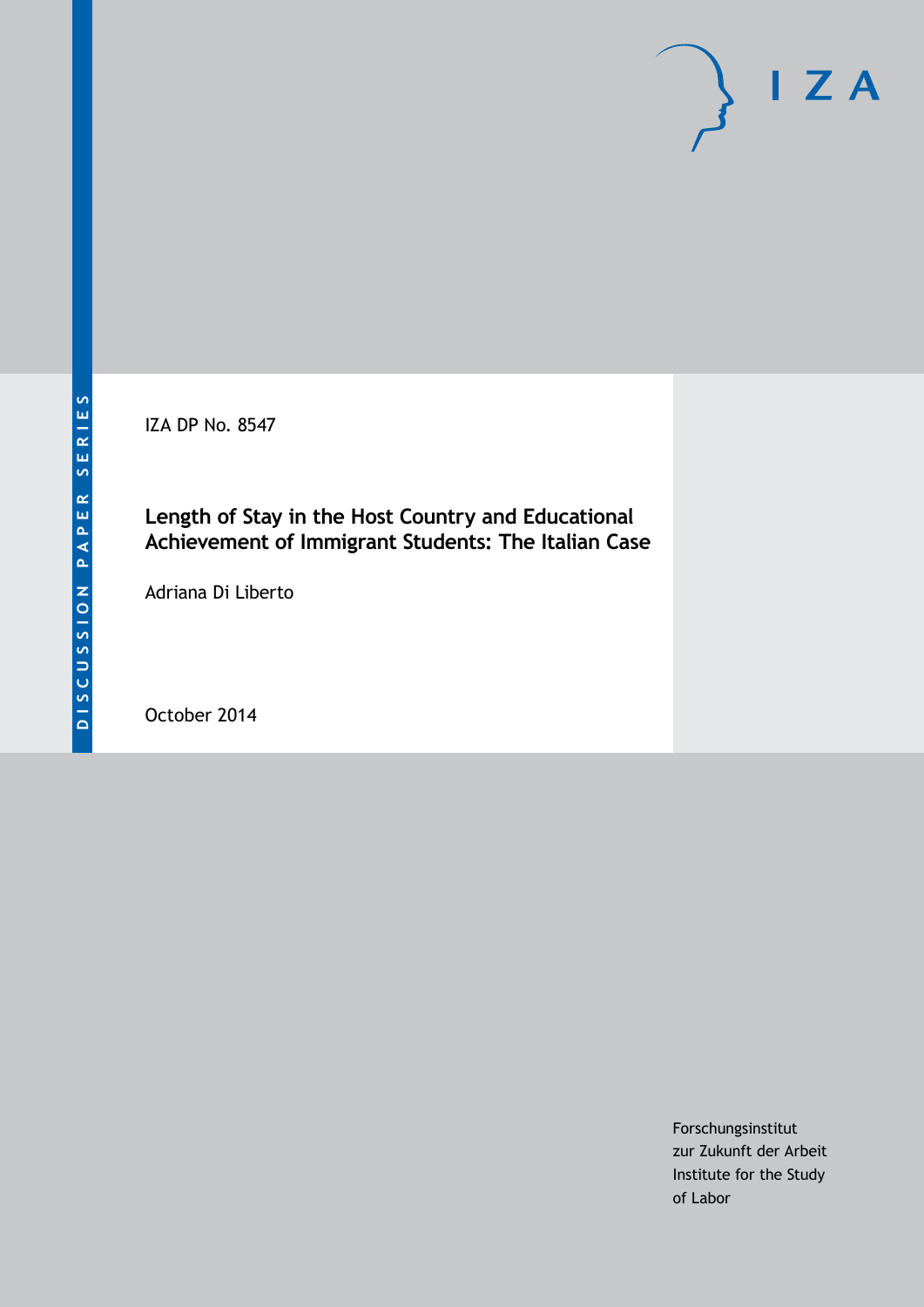DISCUSSION PAPER SERIES

IZA

IZA DP No. 8547

# Length of Stay in the Host Country and Educational Achievement of Immigrant Students: The Italian Case

Adriana Di Liberto

October 2014

Forschungsinstitut
zur Zukunft der Arbeit
Institute for the Study
of Labor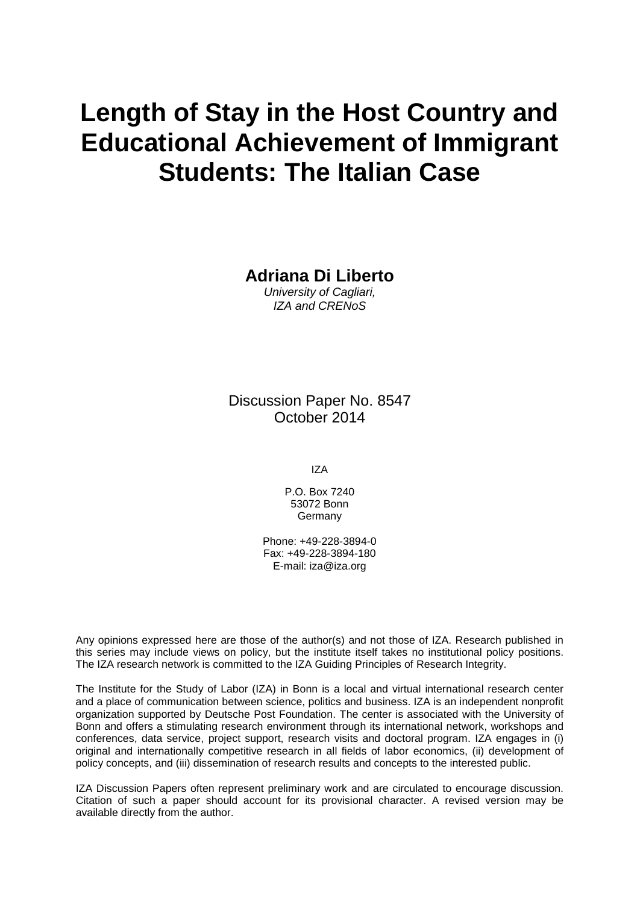# Length of Stay in the Host Country and Educational Achievement of Immigrant Students: The Italian Case

**Adriana Di Liberto**

*University of Cagliari,*
*IZA and CRENoS*

Discussion Paper No. 8547
October 2014

IZA

P.O. Box 7240
53072 Bonn
Germany

Phone: +49-228-3894-0
Fax: +49-228-3894-180
E-mail: iza@iza.org

Any opinions expressed here are those of the author(s) and not those of IZA. Research published in this series may include views on policy, but the institute itself takes no institutional policy positions. The IZA research network is committed to the IZA Guiding Principles of Research Integrity.

The Institute for the Study of Labor (IZA) in Bonn is a local and virtual international research center and a place of communication between science, politics and business. IZA is an independent nonprofit organization supported by Deutsche Post Foundation. The center is associated with the University of Bonn and offers a stimulating research environment through its international network, workshops and conferences, data service, project support, research visits and doctoral program. IZA engages in (i) original and internationally competitive research in all fields of labor economics, (ii) development of policy concepts, and (iii) dissemination of research results and concepts to the interested public.

IZA Discussion Papers often represent preliminary work and are circulated to encourage discussion. Citation of such a paper should account for its provisional character. A revised version may be available directly from the author.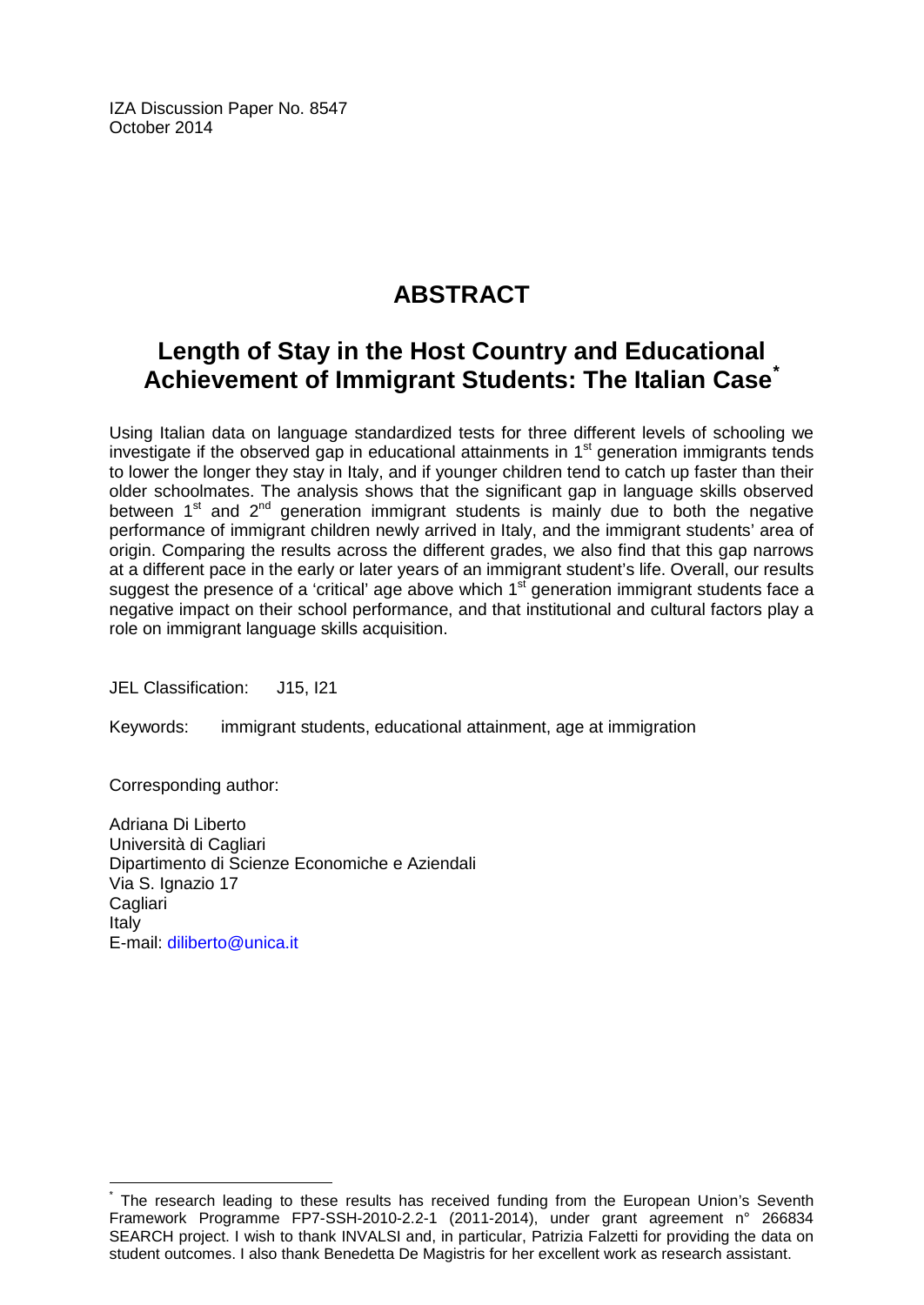IZA Discussion Paper No. 8547
October 2014

# ABSTRACT

## Length of Stay in the Host Country and Educational Achievement of Immigrant Students: The Italian Case*

Using Italian data on language standardized tests for three different levels of schooling we investigate if the observed gap in educational attainments in 1st generation immigrants tends to lower the longer they stay in Italy, and if younger children tend to catch up faster than their older schoolmates. The analysis shows that the significant gap in language skills observed between 1st and 2nd generation immigrant students is mainly due to both the negative performance of immigrant children newly arrived in Italy, and the immigrant students' area of origin. Comparing the results across the different grades, we also find that this gap narrows at a different pace in the early or later years of an immigrant student's life. Overall, our results suggest the presence of a 'critical' age above which 1st generation immigrant students face a negative impact on their school performance, and that institutional and cultural factors play a role on immigrant language skills acquisition.

JEL Classification: J15, I21

Keywords: immigrant students, educational attainment, age at immigration

Corresponding author:

Adriana Di Liberto
Università di Cagliari
Dipartimento di Scienze Economiche e Aziendali
Via S. Ignazio 17
Cagliari
Italy
E-mail: diliberto@unica.it

* The research leading to these results has received funding from the European Union's Seventh Framework Programme FP7-SSH-2010-2.2-1 (2011-2014), under grant agreement n° 266834 SEARCH project. I wish to thank INVALSI and, in particular, Patrizia Falzetti for providing the data on student outcomes. I also thank Benedetta De Magistris for her excellent work as research assistant.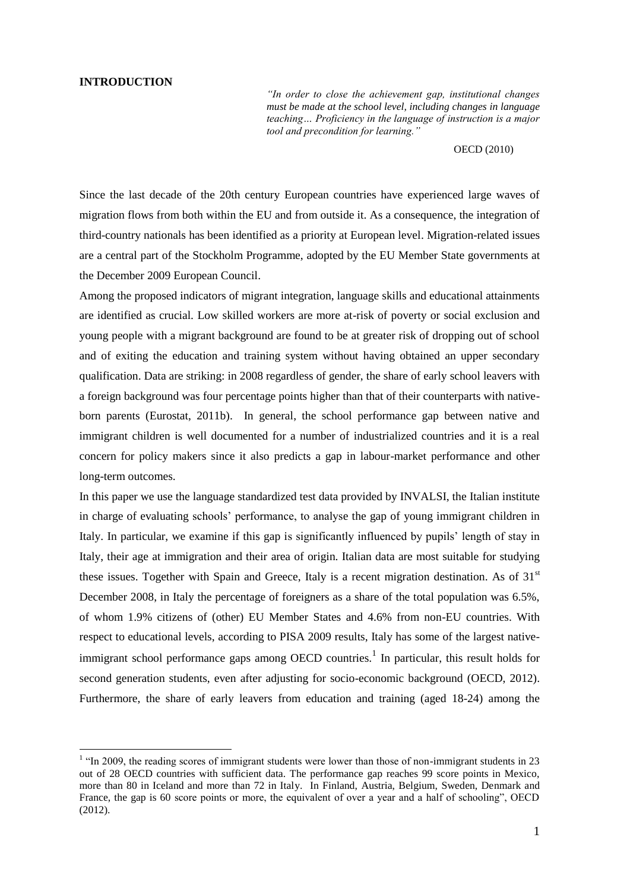## INTRODUCTION

> *"In order to close the achievement gap, institutional changes must be made at the school level, including changes in language teaching… Proficiency in the language of instruction is a major tool and precondition for learning."*
>
> OECD (2010)

Since the last decade of the 20th century European countries have experienced large waves of migration flows from both within the EU and from outside it. As a consequence, the integration of third-country nationals has been identified as a priority at European level. Migration-related issues are a central part of the Stockholm Programme, adopted by the EU Member State governments at the December 2009 European Council.

Among the proposed indicators of migrant integration, language skills and educational attainments are identified as crucial. Low skilled workers are more at-risk of poverty or social exclusion and young people with a migrant background are found to be at greater risk of dropping out of school and of exiting the education and training system without having obtained an upper secondary qualification. Data are striking: in 2008 regardless of gender, the share of early school leavers with a foreign background was four percentage points higher than that of their counterparts with native-born parents (Eurostat, 2011b). In general, the school performance gap between native and immigrant children is well documented for a number of industrialized countries and it is a real concern for policy makers since it also predicts a gap in labour-market performance and other long-term outcomes.

In this paper we use the language standardized test data provided by INVALSI, the Italian institute in charge of evaluating schools' performance, to analyse the gap of young immigrant children in Italy. In particular, we examine if this gap is significantly influenced by pupils' length of stay in Italy, their age at immigration and their area of origin. Italian data are most suitable for studying these issues. Together with Spain and Greece, Italy is a recent migration destination. As of 31st December 2008, in Italy the percentage of foreigners as a share of the total population was 6.5%, of whom 1.9% citizens of (other) EU Member States and 4.6% from non-EU countries. With respect to educational levels, according to PISA 2009 results, Italy has some of the largest native-immigrant school performance gaps among OECD countries.[1] In particular, this result holds for second generation students, even after adjusting for socio-economic background (OECD, 2012). Furthermore, the share of early leavers from education and training (aged 18-24) among the

[1] "In 2009, the reading scores of immigrant students were lower than those of non-immigrant students in 23 out of 28 OECD countries with sufficient data. The performance gap reaches 99 score points in Mexico, more than 80 in Iceland and more than 72 in Italy. In Finland, Austria, Belgium, Sweden, Denmark and France, the gap is 60 score points or more, the equivalent of over a year and a half of schooling", OECD (2012).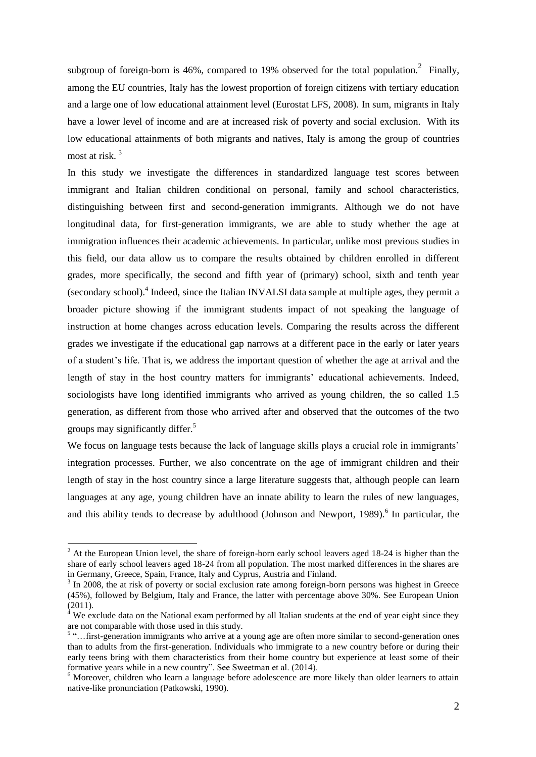subgroup of foreign-born is 46%, compared to 19% observed for the total population.[2] Finally, among the EU countries, Italy has the lowest proportion of foreign citizens with tertiary education and a large one of low educational attainment level (Eurostat LFS, 2008). In sum, migrants in Italy have a lower level of income and are at increased risk of poverty and social exclusion. With its low educational attainments of both migrants and natives, Italy is among the group of countries most at risk. [3]

In this study we investigate the differences in standardized language test scores between immigrant and Italian children conditional on personal, family and school characteristics, distinguishing between first and second-generation immigrants. Although we do not have longitudinal data, for first-generation immigrants, we are able to study whether the age at immigration influences their academic achievements. In particular, unlike most previous studies in this field, our data allow us to compare the results obtained by children enrolled in different grades, more specifically, the second and fifth year of (primary) school, sixth and tenth year (secondary school).[4] Indeed, since the Italian INVALSI data sample at multiple ages, they permit a broader picture showing if the immigrant students impact of not speaking the language of instruction at home changes across education levels. Comparing the results across the different grades we investigate if the educational gap narrows at a different pace in the early or later years of a student's life. That is, we address the important question of whether the age at arrival and the length of stay in the host country matters for immigrants' educational achievements. Indeed, sociologists have long identified immigrants who arrived as young children, the so called 1.5 generation, as different from those who arrived after and observed that the outcomes of the two groups may significantly differ.[5]

We focus on language tests because the lack of language skills plays a crucial role in immigrants' integration processes. Further, we also concentrate on the age of immigrant children and their length of stay in the host country since a large literature suggests that, although people can learn languages at any age, young children have an innate ability to learn the rules of new languages, and this ability tends to decrease by adulthood (Johnson and Newport, 1989).[6] In particular, the

---

[2] At the European Union level, the share of foreign-born early school leavers aged 18-24 is higher than the share of early school leavers aged 18-24 from all population. The most marked differences in the shares are in Germany, Greece, Spain, France, Italy and Cyprus, Austria and Finland.

[3] In 2008, the at risk of poverty or social exclusion rate among foreign-born persons was highest in Greece (45%), followed by Belgium, Italy and France, the latter with percentage above 30%. See European Union (2011).

[4] We exclude data on the National exam performed by all Italian students at the end of year eight since they are not comparable with those used in this study.

[5] "…first-generation immigrants who arrive at a young age are often more similar to second-generation ones than to adults from the first-generation. Individuals who immigrate to a new country before or during their early teens bring with them characteristics from their home country but experience at least some of their formative years while in a new country". See Sweetman et al. (2014).

[6] Moreover, children who learn a language before adolescence are more likely than older learners to attain native-like pronunciation (Patkowski, 1990).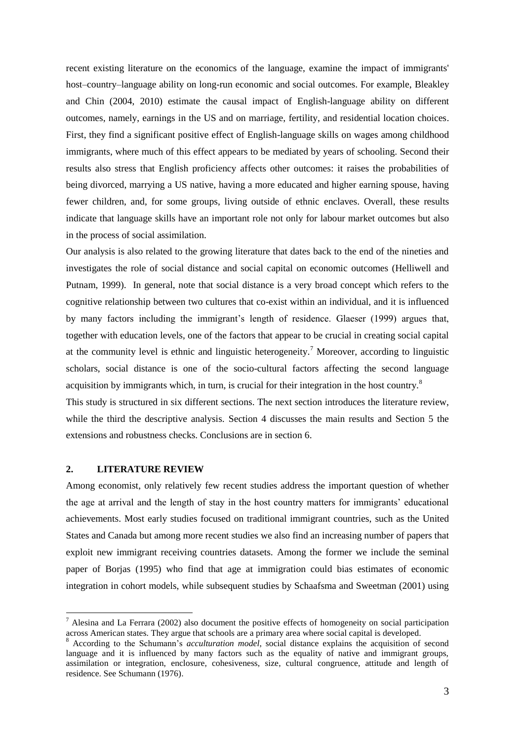recent existing literature on the economics of the language, examine the impact of immigrants' host–country–language ability on long-run economic and social outcomes. For example, Bleakley and Chin (2004, 2010) estimate the causal impact of English-language ability on different outcomes, namely, earnings in the US and on marriage, fertility, and residential location choices. First, they find a significant positive effect of English-language skills on wages among childhood immigrants, where much of this effect appears to be mediated by years of schooling. Second their results also stress that English proficiency affects other outcomes: it raises the probabilities of being divorced, marrying a US native, having a more educated and higher earning spouse, having fewer children, and, for some groups, living outside of ethnic enclaves. Overall, these results indicate that language skills have an important role not only for labour market outcomes but also in the process of social assimilation.

Our analysis is also related to the growing literature that dates back to the end of the nineties and investigates the role of social distance and social capital on economic outcomes (Helliwell and Putnam, 1999). In general, note that social distance is a very broad concept which refers to the cognitive relationship between two cultures that co-exist within an individual, and it is influenced by many factors including the immigrant's length of residence. Glaeser (1999) argues that, together with education levels, one of the factors that appear to be crucial in creating social capital at the community level is ethnic and linguistic heterogeneity.[7] Moreover, according to linguistic scholars, social distance is one of the socio-cultural factors affecting the second language acquisition by immigrants which, in turn, is crucial for their integration in the host country.[8]

This study is structured in six different sections. The next section introduces the literature review, while the third the descriptive analysis. Section 4 discusses the main results and Section 5 the extensions and robustness checks. Conclusions are in section 6.

## 2. LITERATURE REVIEW

Among economist, only relatively few recent studies address the important question of whether the age at arrival and the length of stay in the host country matters for immigrants' educational achievements. Most early studies focused on traditional immigrant countries, such as the United States and Canada but among more recent studies we also find an increasing number of papers that exploit new immigrant receiving countries datasets. Among the former we include the seminal paper of Borjas (1995) who find that age at immigration could bias estimates of economic integration in cohort models, while subsequent studies by Schaafsma and Sweetman (2001) using

[7] Alesina and La Ferrara (2002) also document the positive effects of homogeneity on social participation across American states. They argue that schools are a primary area where social capital is developed.

[8] According to the Schumann's *acculturation model*, social distance explains the acquisition of second language and it is influenced by many factors such as the equality of native and immigrant groups, assimilation or integration, enclosure, cohesiveness, size, cultural congruence, attitude and length of residence. See Schumann (1976).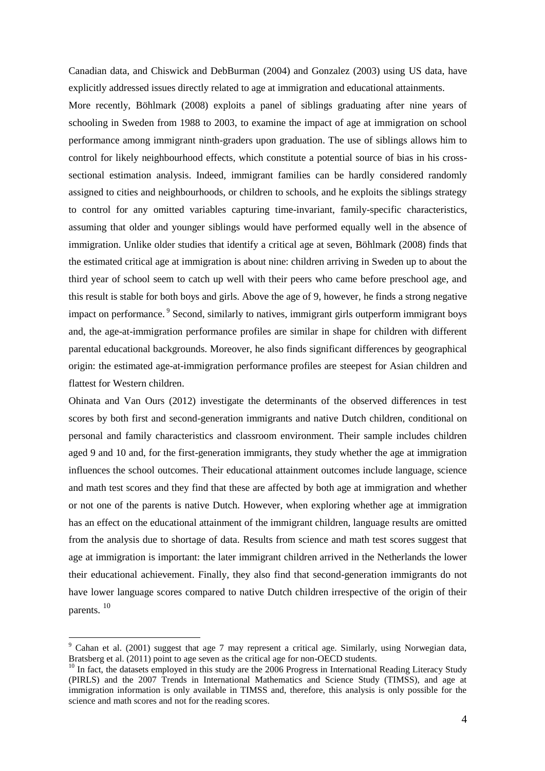Canadian data, and Chiswick and DebBurman (2004) and Gonzalez (2003) using US data, have explicitly addressed issues directly related to age at immigration and educational attainments.

More recently, Böhlmark (2008) exploits a panel of siblings graduating after nine years of schooling in Sweden from 1988 to 2003, to examine the impact of age at immigration on school performance among immigrant ninth-graders upon graduation. The use of siblings allows him to control for likely neighbourhood effects, which constitute a potential source of bias in his cross-sectional estimation analysis. Indeed, immigrant families can be hardly considered randomly assigned to cities and neighbourhoods, or children to schools, and he exploits the siblings strategy to control for any omitted variables capturing time-invariant, family-specific characteristics, assuming that older and younger siblings would have performed equally well in the absence of immigration. Unlike older studies that identify a critical age at seven, Böhlmark (2008) finds that the estimated critical age at immigration is about nine: children arriving in Sweden up to about the third year of school seem to catch up well with their peers who came before preschool age, and this result is stable for both boys and girls. Above the age of 9, however, he finds a strong negative impact on performance. [9] Second, similarly to natives, immigrant girls outperform immigrant boys and, the age-at-immigration performance profiles are similar in shape for children with different parental educational backgrounds. Moreover, he also finds significant differences by geographical origin: the estimated age-at-immigration performance profiles are steepest for Asian children and flattest for Western children.

Ohinata and Van Ours (2012) investigate the determinants of the observed differences in test scores by both first and second-generation immigrants and native Dutch children, conditional on personal and family characteristics and classroom environment. Their sample includes children aged 9 and 10 and, for the first-generation immigrants, they study whether the age at immigration influences the school outcomes. Their educational attainment outcomes include language, science and math test scores and they find that these are affected by both age at immigration and whether or not one of the parents is native Dutch. However, when exploring whether age at immigration has an effect on the educational attainment of the immigrant children, language results are omitted from the analysis due to shortage of data. Results from science and math test scores suggest that age at immigration is important: the later immigrant children arrived in the Netherlands the lower their educational achievement. Finally, they also find that second-generation immigrants do not have lower language scores compared to native Dutch children irrespective of the origin of their parents. [10]

---

[9] Cahan et al. (2001) suggest that age 7 may represent a critical age. Similarly, using Norwegian data, Bratsberg et al. (2011) point to age seven as the critical age for non-OECD students.

[10] In fact, the datasets employed in this study are the 2006 Progress in International Reading Literacy Study (PIRLS) and the 2007 Trends in International Mathematics and Science Study (TIMSS), and age at immigration information is only available in TIMSS and, therefore, this analysis is only possible for the science and math scores and not for the reading scores.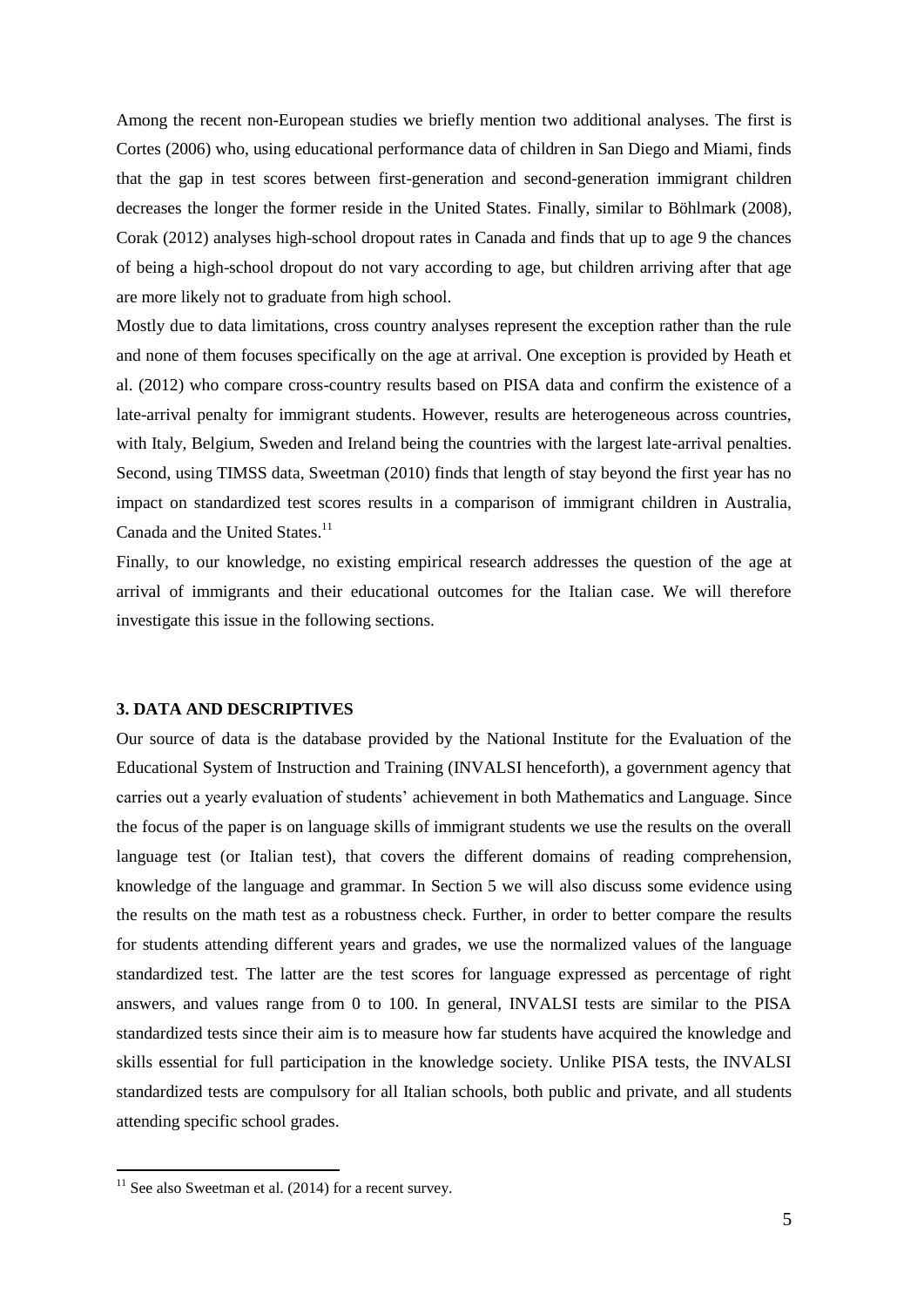Among the recent non-European studies we briefly mention two additional analyses. The first is Cortes (2006) who, using educational performance data of children in San Diego and Miami, finds that the gap in test scores between first-generation and second-generation immigrant children decreases the longer the former reside in the United States. Finally, similar to Böhlmark (2008), Corak (2012) analyses high-school dropout rates in Canada and finds that up to age 9 the chances of being a high-school dropout do not vary according to age, but children arriving after that age are more likely not to graduate from high school.

Mostly due to data limitations, cross country analyses represent the exception rather than the rule and none of them focuses specifically on the age at arrival. One exception is provided by Heath et al. (2012) who compare cross-country results based on PISA data and confirm the existence of a late-arrival penalty for immigrant students. However, results are heterogeneous across countries, with Italy, Belgium, Sweden and Ireland being the countries with the largest late-arrival penalties. Second, using TIMSS data, Sweetman (2010) finds that length of stay beyond the first year has no impact on standardized test scores results in a comparison of immigrant children in Australia, Canada and the United States.[11]

Finally, to our knowledge, no existing empirical research addresses the question of the age at arrival of immigrants and their educational outcomes for the Italian case. We will therefore investigate this issue in the following sections.

### 3. DATA AND DESCRIPTIVES

Our source of data is the database provided by the National Institute for the Evaluation of the Educational System of Instruction and Training (INVALSI henceforth), a government agency that carries out a yearly evaluation of students' achievement in both Mathematics and Language. Since the focus of the paper is on language skills of immigrant students we use the results on the overall language test (or Italian test), that covers the different domains of reading comprehension, knowledge of the language and grammar. In Section 5 we will also discuss some evidence using the results on the math test as a robustness check. Further, in order to better compare the results for students attending different years and grades, we use the normalized values of the language standardized test. The latter are the test scores for language expressed as percentage of right answers, and values range from 0 to 100. In general, INVALSI tests are similar to the PISA standardized tests since their aim is to measure how far students have acquired the knowledge and skills essential for full participation in the knowledge society. Unlike PISA tests, the INVALSI standardized tests are compulsory for all Italian schools, both public and private, and all students attending specific school grades.

[11] See also Sweetman et al. (2014) for a recent survey.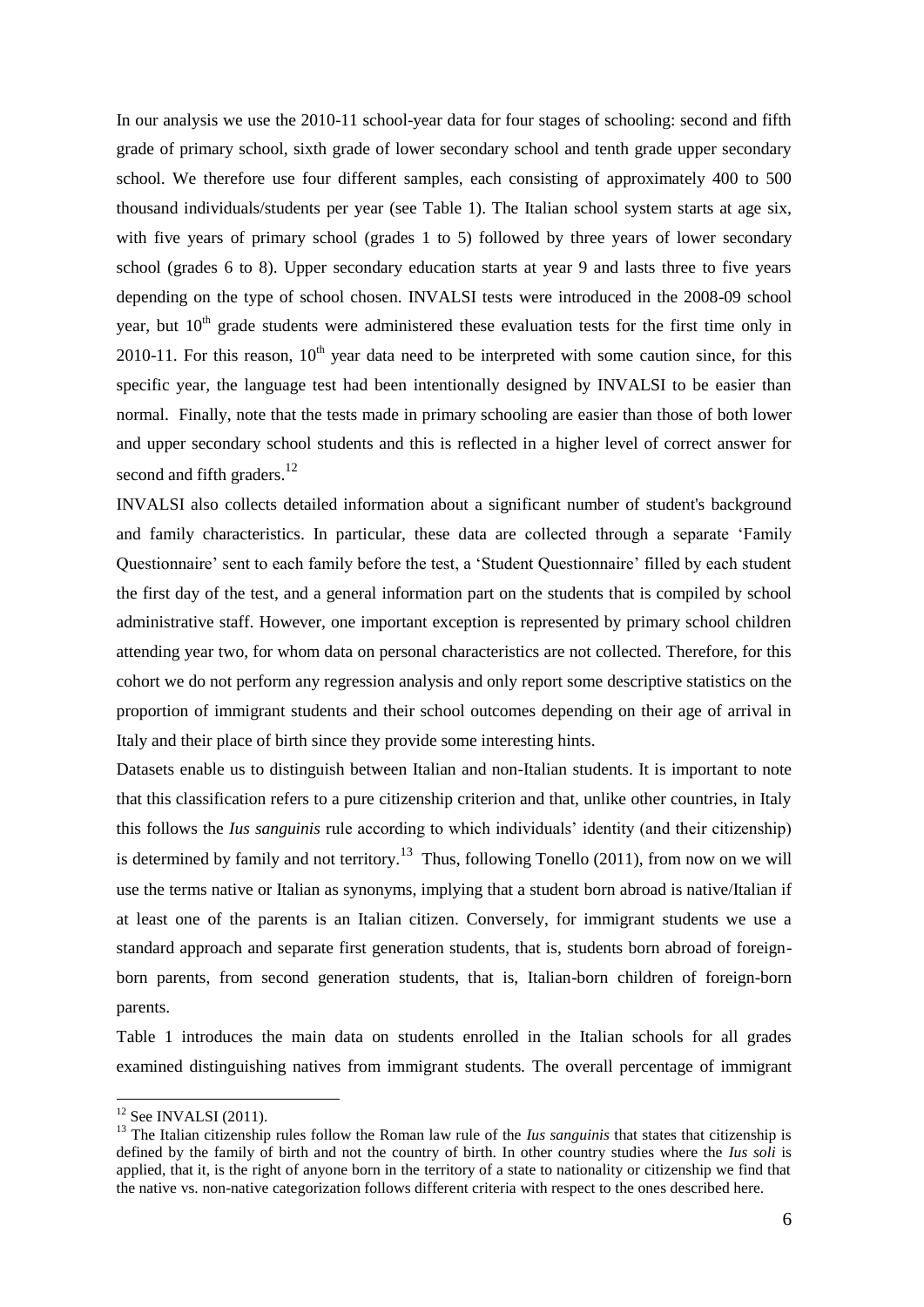In our analysis we use the 2010-11 school-year data for four stages of schooling: second and fifth grade of primary school, sixth grade of lower secondary school and tenth grade upper secondary school. We therefore use four different samples, each consisting of approximately 400 to 500 thousand individuals/students per year (see Table 1). The Italian school system starts at age six, with five years of primary school (grades 1 to 5) followed by three years of lower secondary school (grades 6 to 8). Upper secondary education starts at year 9 and lasts three to five years depending on the type of school chosen. INVALSI tests were introduced in the 2008-09 school year, but 10th grade students were administered these evaluation tests for the first time only in 2010-11. For this reason, 10th year data need to be interpreted with some caution since, for this specific year, the language test had been intentionally designed by INVALSI to be easier than normal. Finally, note that the tests made in primary schooling are easier than those of both lower and upper secondary school students and this is reflected in a higher level of correct answer for second and fifth graders.[12]

INVALSI also collects detailed information about a significant number of student's background and family characteristics. In particular, these data are collected through a separate 'Family Questionnaire' sent to each family before the test, a 'Student Questionnaire' filled by each student the first day of the test, and a general information part on the students that is compiled by school administrative staff. However, one important exception is represented by primary school children attending year two, for whom data on personal characteristics are not collected. Therefore, for this cohort we do not perform any regression analysis and only report some descriptive statistics on the proportion of immigrant students and their school outcomes depending on their age of arrival in Italy and their place of birth since they provide some interesting hints.

Datasets enable us to distinguish between Italian and non-Italian students. It is important to note that this classification refers to a pure citizenship criterion and that, unlike other countries, in Italy this follows the *Ius sanguinis* rule according to which individuals' identity (and their citizenship) is determined by family and not territory.[13] Thus, following Tonello (2011), from now on we will use the terms native or Italian as synonyms, implying that a student born abroad is native/Italian if at least one of the parents is an Italian citizen. Conversely, for immigrant students we use a standard approach and separate first generation students, that is, students born abroad of foreign-born parents, from second generation students, that is, Italian-born children of foreign-born parents.

Table 1 introduces the main data on students enrolled in the Italian schools for all grades examined distinguishing natives from immigrant students. The overall percentage of immigrant

[12] See INVALSI (2011).

[13] The Italian citizenship rules follow the Roman law rule of the *Ius sanguinis* that states that citizenship is defined by the family of birth and not the country of birth. In other country studies where the *Ius soli* is applied, that it, is the right of anyone born in the territory of a state to nationality or citizenship we find that the native vs. non-native categorization follows different criteria with respect to the ones described here.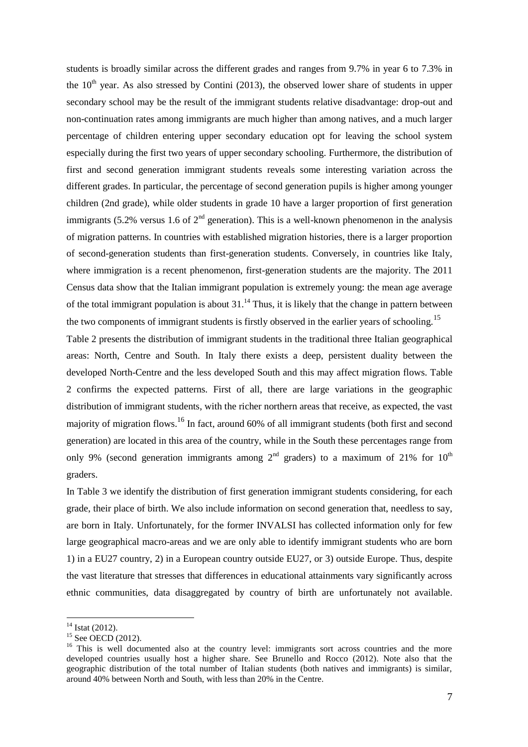students is broadly similar across the different grades and ranges from 9.7% in year 6 to 7.3% in the $10^{th}$ year. As also stressed by Contini (2013), the observed lower share of students in upper secondary school may be the result of the immigrant students relative disadvantage: drop-out and non-continuation rates among immigrants are much higher than among natives, and a much larger percentage of children entering upper secondary education opt for leaving the school system especially during the first two years of upper secondary schooling. Furthermore, the distribution of first and second generation immigrant students reveals some interesting variation across the different grades. In particular, the percentage of second generation pupils is higher among younger children (2nd grade), while older students in grade 10 have a larger proportion of first generation immigrants (5.2% versus 1.6 of $2^{nd}$ generation). This is a well-known phenomenon in the analysis of migration patterns. In countries with established migration histories, there is a larger proportion of second-generation students than first-generation students. Conversely, in countries like Italy, where immigration is a recent phenomenon, first-generation students are the majority. The 2011 Census data show that the Italian immigrant population is extremely young: the mean age average of the total immigrant population is about 31.[14] Thus, it is likely that the change in pattern between the two components of immigrant students is firstly observed in the earlier years of schooling.[15]

Table 2 presents the distribution of immigrant students in the traditional three Italian geographical areas: North, Centre and South. In Italy there exists a deep, persistent duality between the developed North-Centre and the less developed South and this may affect migration flows. Table 2 confirms the expected patterns. First of all, there are large variations in the geographic distribution of immigrant students, with the richer northern areas that receive, as expected, the vast majority of migration flows.[16] In fact, around 60% of all immigrant students (both first and second generation) are located in this area of the country, while in the South these percentages range from only 9% (second generation immigrants among $2^{nd}$ graders) to a maximum of 21% for $10^{th}$ graders.

In Table 3 we identify the distribution of first generation immigrant students considering, for each grade, their place of birth. We also include information on second generation that, needless to say, are born in Italy. Unfortunately, for the former INVALSI has collected information only for few large geographical macro-areas and we are only able to identify immigrant students who are born 1) in a EU27 country, 2) in a European country outside EU27, or 3) outside Europe. Thus, despite the vast literature that stresses that differences in educational attainments vary significantly across ethnic communities, data disaggregated by country of birth are unfortunately not available.

---

[14] Istat (2012).

[15] See OECD (2012).

[16] This is well documented also at the country level: immigrants sort across countries and the more developed countries usually host a higher share. See Brunello and Rocco (2012). Note also that the geographic distribution of the total number of Italian students (both natives and immigrants) is similar, around 40% between North and South, with less than 20% in the Centre.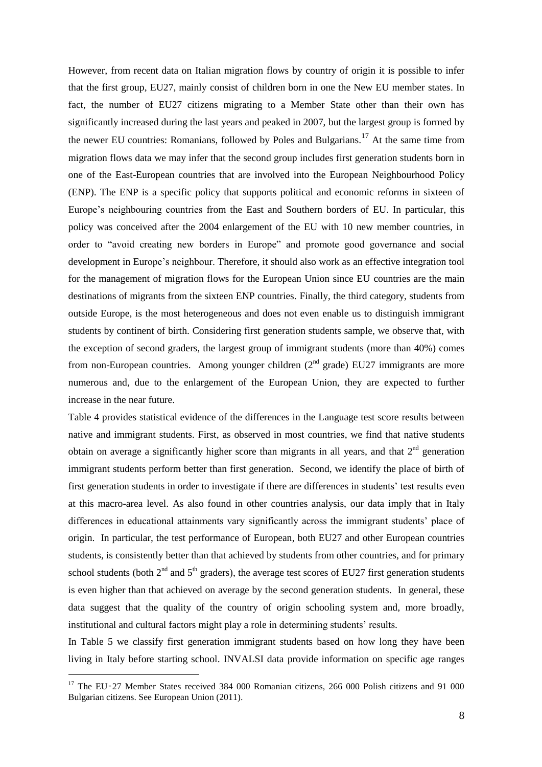However, from recent data on Italian migration flows by country of origin it is possible to infer that the first group, EU27, mainly consist of children born in one the New EU member states. In fact, the number of EU27 citizens migrating to a Member State other than their own has significantly increased during the last years and peaked in 2007, but the largest group is formed by the newer EU countries: Romanians, followed by Poles and Bulgarians.[17] At the same time from migration flows data we may infer that the second group includes first generation students born in one of the East-European countries that are involved into the European Neighbourhood Policy (ENP). The ENP is a specific policy that supports political and economic reforms in sixteen of Europe's neighbouring countries from the East and Southern borders of EU. In particular, this policy was conceived after the 2004 enlargement of the EU with 10 new member countries, in order to "avoid creating new borders in Europe" and promote good governance and social development in Europe's neighbour. Therefore, it should also work as an effective integration tool for the management of migration flows for the European Union since EU countries are the main destinations of migrants from the sixteen ENP countries. Finally, the third category, students from outside Europe, is the most heterogeneous and does not even enable us to distinguish immigrant students by continent of birth. Considering first generation students sample, we observe that, with the exception of second graders, the largest group of immigrant students (more than 40%) comes from non-European countries. Among younger children (2nd grade) EU27 immigrants are more numerous and, due to the enlargement of the European Union, they are expected to further increase in the near future.

Table 4 provides statistical evidence of the differences in the Language test score results between native and immigrant students. First, as observed in most countries, we find that native students obtain on average a significantly higher score than migrants in all years, and that 2nd generation immigrant students perform better than first generation. Second, we identify the place of birth of first generation students in order to investigate if there are differences in students' test results even at this macro-area level. As also found in other countries analysis, our data imply that in Italy differences in educational attainments vary significantly across the immigrant students' place of origin. In particular, the test performance of European, both EU27 and other European countries students, is consistently better than that achieved by students from other countries, and for primary school students (both 2nd and 5th graders), the average test scores of EU27 first generation students is even higher than that achieved on average by the second generation students. In general, these data suggest that the quality of the country of origin schooling system and, more broadly, institutional and cultural factors might play a role in determining students' results.

In Table 5 we classify first generation immigrant students based on how long they have been living in Italy before starting school. INVALSI data provide information on specific age ranges

---

[17] The EU-27 Member States received 384 000 Romanian citizens, 266 000 Polish citizens and 91 000 Bulgarian citizens. See European Union (2011).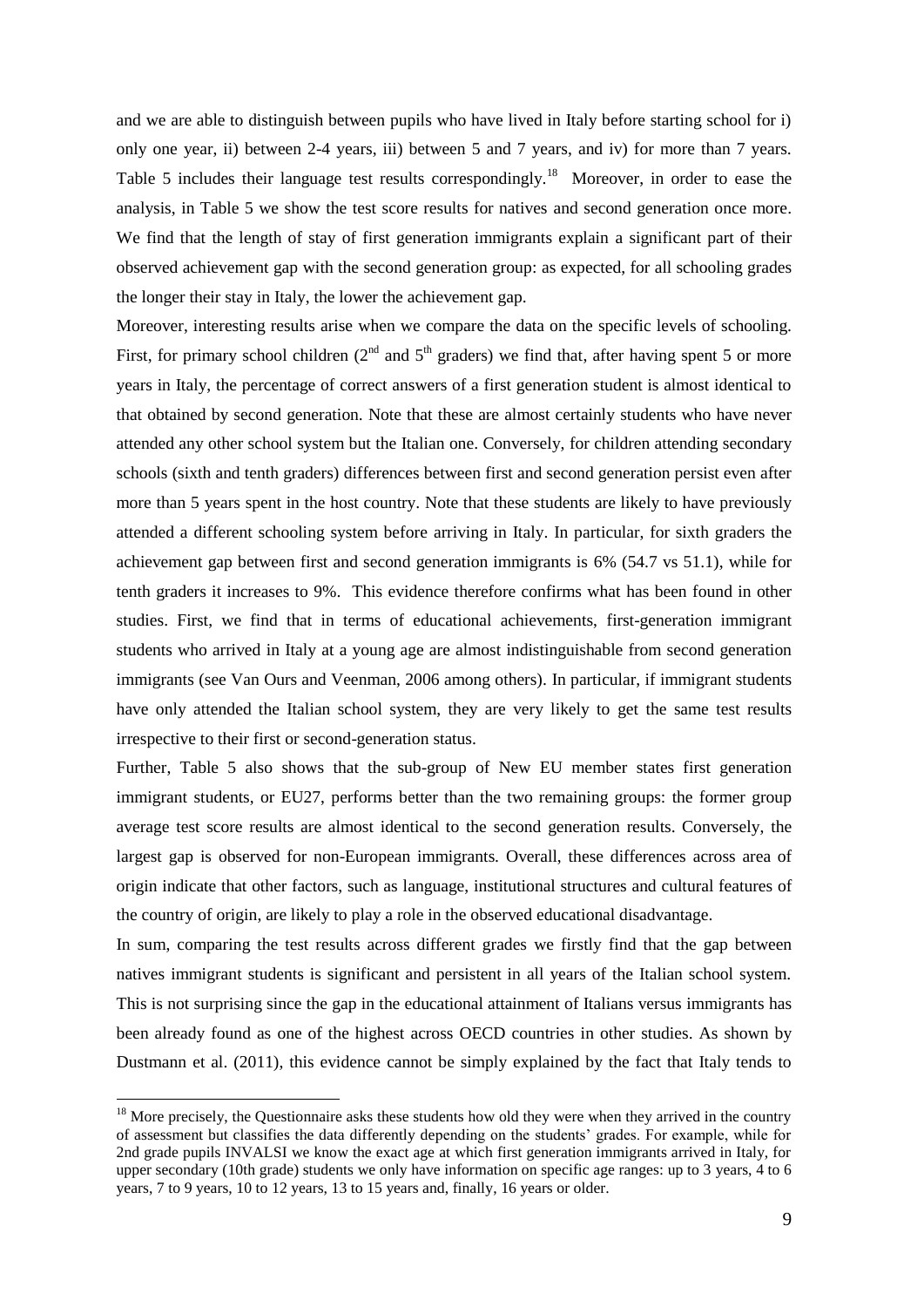and we are able to distinguish between pupils who have lived in Italy before starting school for i) only one year, ii) between 2-4 years, iii) between 5 and 7 years, and iv) for more than 7 years. Table 5 includes their language test results correspondingly.[18] Moreover, in order to ease the analysis, in Table 5 we show the test score results for natives and second generation once more. We find that the length of stay of first generation immigrants explain a significant part of their observed achievement gap with the second generation group: as expected, for all schooling grades the longer their stay in Italy, the lower the achievement gap.

Moreover, interesting results arise when we compare the data on the specific levels of schooling. First, for primary school children (2nd and 5th graders) we find that, after having spent 5 or more years in Italy, the percentage of correct answers of a first generation student is almost identical to that obtained by second generation. Note that these are almost certainly students who have never attended any other school system but the Italian one. Conversely, for children attending secondary schools (sixth and tenth graders) differences between first and second generation persist even after more than 5 years spent in the host country. Note that these students are likely to have previously attended a different schooling system before arriving in Italy. In particular, for sixth graders the achievement gap between first and second generation immigrants is 6% (54.7 vs 51.1), while for tenth graders it increases to 9%. This evidence therefore confirms what has been found in other studies. First, we find that in terms of educational achievements, first-generation immigrant students who arrived in Italy at a young age are almost indistinguishable from second generation immigrants (see Van Ours and Veenman, 2006 among others). In particular, if immigrant students have only attended the Italian school system, they are very likely to get the same test results irrespective to their first or second-generation status.

Further, Table 5 also shows that the sub-group of New EU member states first generation immigrant students, or EU27, performs better than the two remaining groups: the former group average test score results are almost identical to the second generation results. Conversely, the largest gap is observed for non-European immigrants. Overall, these differences across area of origin indicate that other factors, such as language, institutional structures and cultural features of the country of origin, are likely to play a role in the observed educational disadvantage.

In sum, comparing the test results across different grades we firstly find that the gap between natives immigrant students is significant and persistent in all years of the Italian school system. This is not surprising since the gap in the educational attainment of Italians versus immigrants has been already found as one of the highest across OECD countries in other studies. As shown by Dustmann et al. (2011), this evidence cannot be simply explained by the fact that Italy tends to

[18] More precisely, the Questionnaire asks these students how old they were when they arrived in the country of assessment but classifies the data differently depending on the students' grades. For example, while for 2nd grade pupils INVALSI we know the exact age at which first generation immigrants arrived in Italy, for upper secondary (10th grade) students we only have information on specific age ranges: up to 3 years, 4 to 6 years, 7 to 9 years, 10 to 12 years, 13 to 15 years and, finally, 16 years or older.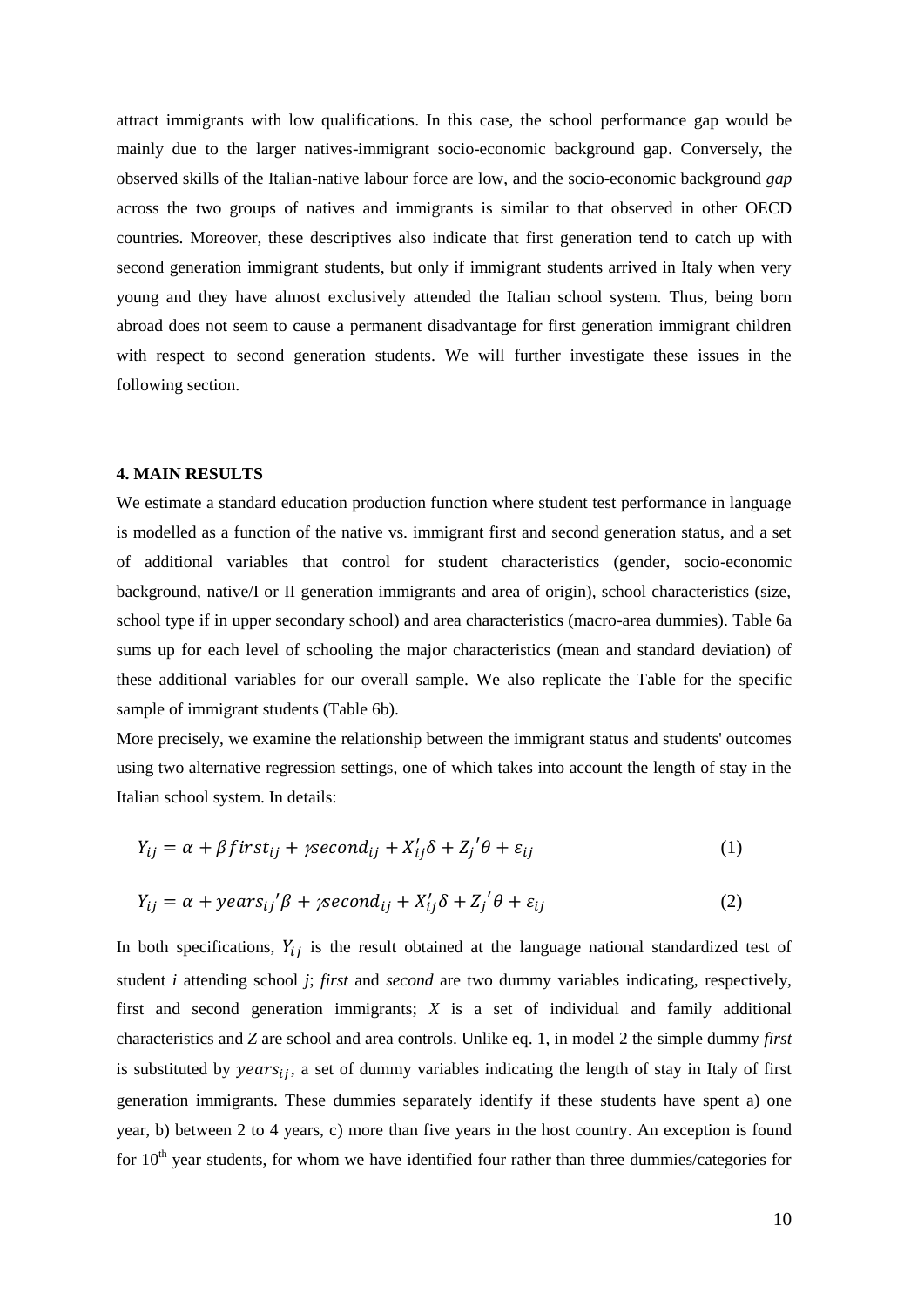attract immigrants with low qualifications. In this case, the school performance gap would be mainly due to the larger natives-immigrant socio-economic background gap. Conversely, the observed skills of the Italian-native labour force are low, and the socio-economic background *gap* across the two groups of natives and immigrants is similar to that observed in other OECD countries. Moreover, these descriptives also indicate that first generation tend to catch up with second generation immigrant students, but only if immigrant students arrived in Italy when very young and they have almost exclusively attended the Italian school system. Thus, being born abroad does not seem to cause a permanent disadvantage for first generation immigrant children with respect to second generation students. We will further investigate these issues in the following section.

## 4. MAIN RESULTS

We estimate a standard education production function where student test performance in language is modelled as a function of the native vs. immigrant first and second generation status, and a set of additional variables that control for student characteristics (gender, socio-economic background, native/I or II generation immigrants and area of origin), school characteristics (size, school type if in upper secondary school) and area characteristics (macro-area dummies). Table 6a sums up for each level of schooling the major characteristics (mean and standard deviation) of these additional variables for our overall sample. We also replicate the Table for the specific sample of immigrant students (Table 6b).

More precisely, we examine the relationship between the immigrant status and students' outcomes using two alternative regression settings, one of which takes into account the length of stay in the Italian school system. In details:

$$Y_{ij} = \alpha + \beta first_{ij} + \gamma second_{ij} + X'_{ij}\delta + Z_j{}'\theta + \varepsilon_{ij} \qquad (1)$$

$$Y_{ij} = \alpha + years_{ij}{}'\beta + \gamma second_{ij} + X'_{ij}\delta + Z_j{}'\theta + \varepsilon_{ij} \qquad (2)$$

In both specifications, $Y_{ij}$ is the result obtained at the language national standardized test of student *i* attending school *j*; *first* and *second* are two dummy variables indicating, respectively, first and second generation immigrants; *X* is a set of individual and family additional characteristics and *Z* are school and area controls. Unlike eq. 1, in model 2 the simple dummy *first* is substituted by $years_{ij}$, a set of dummy variables indicating the length of stay in Italy of first generation immigrants. These dummies separately identify if these students have spent a) one year, b) between 2 to 4 years, c) more than five years in the host country. An exception is found for 10[th] year students, for whom we have identified four rather than three dummies/categories for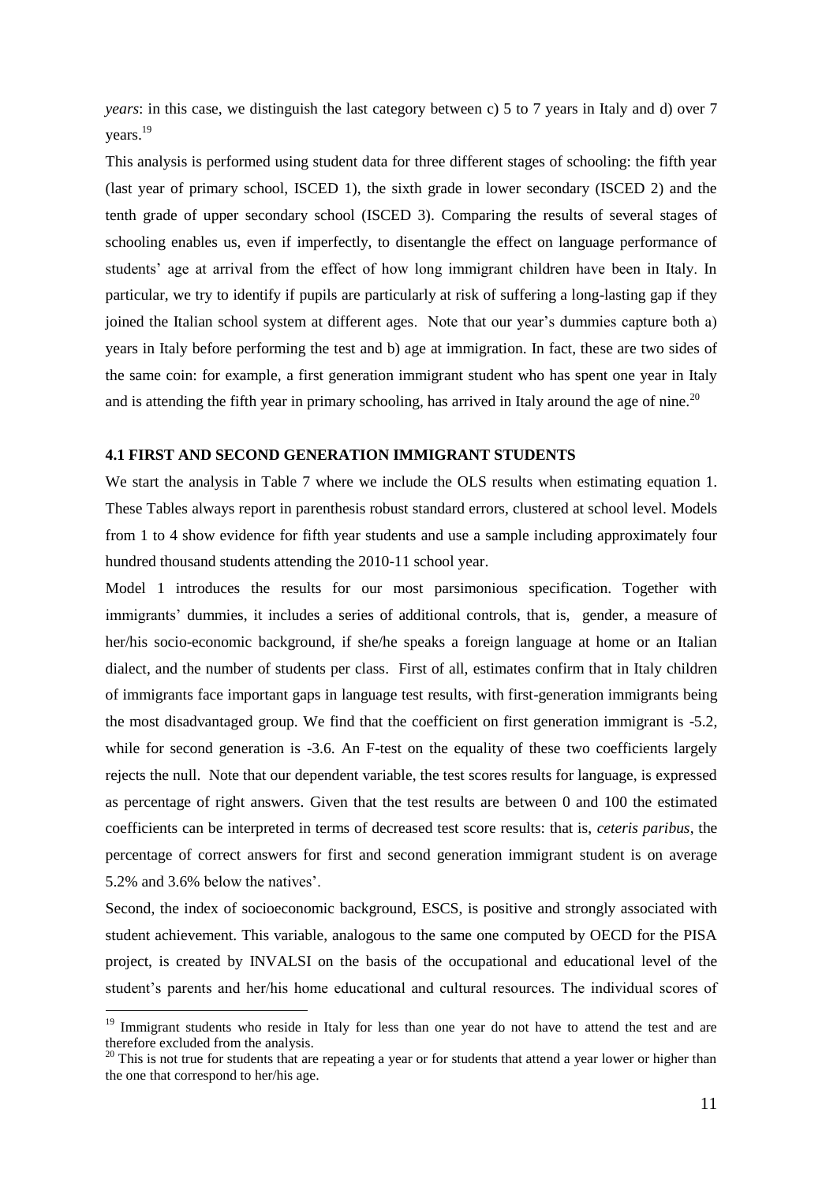*years*: in this case, we distinguish the last category between c) 5 to 7 years in Italy and d) over 7 years.[19]

This analysis is performed using student data for three different stages of schooling: the fifth year (last year of primary school, ISCED 1), the sixth grade in lower secondary (ISCED 2) and the tenth grade of upper secondary school (ISCED 3). Comparing the results of several stages of schooling enables us, even if imperfectly, to disentangle the effect on language performance of students' age at arrival from the effect of how long immigrant children have been in Italy. In particular, we try to identify if pupils are particularly at risk of suffering a long-lasting gap if they joined the Italian school system at different ages. Note that our year's dummies capture both a) years in Italy before performing the test and b) age at immigration. In fact, these are two sides of the same coin: for example, a first generation immigrant student who has spent one year in Italy and is attending the fifth year in primary schooling, has arrived in Italy around the age of nine.[20]

### 4.1 FIRST AND SECOND GENERATION IMMIGRANT STUDENTS

We start the analysis in Table 7 where we include the OLS results when estimating equation 1. These Tables always report in parenthesis robust standard errors, clustered at school level. Models from 1 to 4 show evidence for fifth year students and use a sample including approximately four hundred thousand students attending the 2010-11 school year.

Model 1 introduces the results for our most parsimonious specification. Together with immigrants' dummies, it includes a series of additional controls, that is, gender, a measure of her/his socio-economic background, if she/he speaks a foreign language at home or an Italian dialect, and the number of students per class. First of all, estimates confirm that in Italy children of immigrants face important gaps in language test results, with first-generation immigrants being the most disadvantaged group. We find that the coefficient on first generation immigrant is -5.2, while for second generation is -3.6. An F-test on the equality of these two coefficients largely rejects the null. Note that our dependent variable, the test scores results for language, is expressed as percentage of right answers. Given that the test results are between 0 and 100 the estimated coefficients can be interpreted in terms of decreased test score results: that is, *ceteris paribus*, the percentage of correct answers for first and second generation immigrant student is on average 5.2% and 3.6% below the natives'.

Second, the index of socioeconomic background, ESCS, is positive and strongly associated with student achievement. This variable, analogous to the same one computed by OECD for the PISA project, is created by INVALSI on the basis of the occupational and educational level of the student's parents and her/his home educational and cultural resources. The individual scores of

[19] Immigrant students who reside in Italy for less than one year do not have to attend the test and are therefore excluded from the analysis.

[20] This is not true for students that are repeating a year or for students that attend a year lower or higher than the one that correspond to her/his age.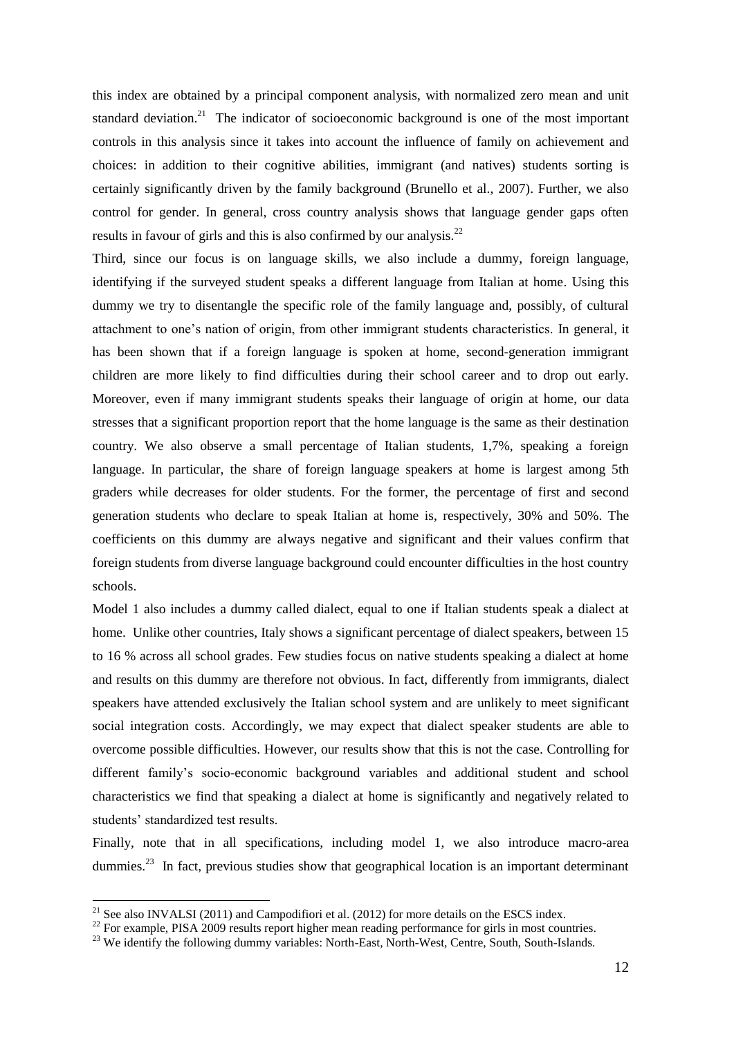this index are obtained by a principal component analysis, with normalized zero mean and unit standard deviation.[21] The indicator of socioeconomic background is one of the most important controls in this analysis since it takes into account the influence of family on achievement and choices: in addition to their cognitive abilities, immigrant (and natives) students sorting is certainly significantly driven by the family background (Brunello et al., 2007). Further, we also control for gender. In general, cross country analysis shows that language gender gaps often results in favour of girls and this is also confirmed by our analysis.[22]

Third, since our focus is on language skills, we also include a dummy, foreign language, identifying if the surveyed student speaks a different language from Italian at home. Using this dummy we try to disentangle the specific role of the family language and, possibly, of cultural attachment to one's nation of origin, from other immigrant students characteristics. In general, it has been shown that if a foreign language is spoken at home, second-generation immigrant children are more likely to find difficulties during their school career and to drop out early. Moreover, even if many immigrant students speaks their language of origin at home, our data stresses that a significant proportion report that the home language is the same as their destination country. We also observe a small percentage of Italian students, 1,7%, speaking a foreign language. In particular, the share of foreign language speakers at home is largest among 5th graders while decreases for older students. For the former, the percentage of first and second generation students who declare to speak Italian at home is, respectively, 30% and 50%. The coefficients on this dummy are always negative and significant and their values confirm that foreign students from diverse language background could encounter difficulties in the host country schools.

Model 1 also includes a dummy called dialect, equal to one if Italian students speak a dialect at home. Unlike other countries, Italy shows a significant percentage of dialect speakers, between 15 to 16 % across all school grades. Few studies focus on native students speaking a dialect at home and results on this dummy are therefore not obvious. In fact, differently from immigrants, dialect speakers have attended exclusively the Italian school system and are unlikely to meet significant social integration costs. Accordingly, we may expect that dialect speaker students are able to overcome possible difficulties. However, our results show that this is not the case. Controlling for different family's socio-economic background variables and additional student and school characteristics we find that speaking a dialect at home is significantly and negatively related to students' standardized test results.

Finally, note that in all specifications, including model 1, we also introduce macro-area dummies.[23] In fact, previous studies show that geographical location is an important determinant

---

[21] See also INVALSI (2011) and Campodifiori et al. (2012) for more details on the ESCS index.

[22] For example, PISA 2009 results report higher mean reading performance for girls in most countries.

[23] We identify the following dummy variables: North-East, North-West, Centre, South, South-Islands.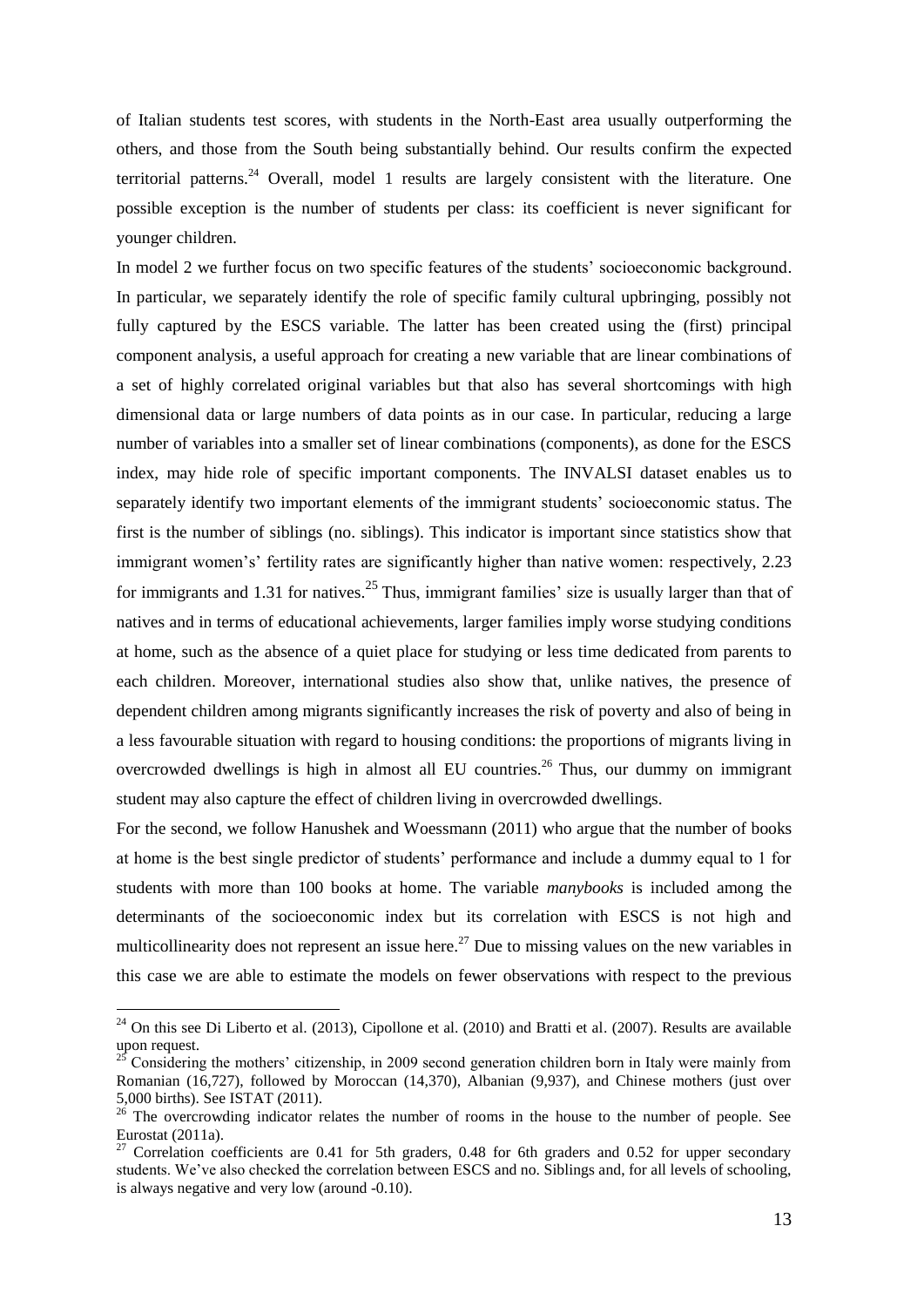of Italian students test scores, with students in the North-East area usually outperforming the others, and those from the South being substantially behind. Our results confirm the expected territorial patterns.[24] Overall, model 1 results are largely consistent with the literature. One possible exception is the number of students per class: its coefficient is never significant for younger children.

In model 2 we further focus on two specific features of the students' socioeconomic background. In particular, we separately identify the role of specific family cultural upbringing, possibly not fully captured by the ESCS variable. The latter has been created using the (first) principal component analysis, a useful approach for creating a new variable that are linear combinations of a set of highly correlated original variables but that also has several shortcomings with high dimensional data or large numbers of data points as in our case. In particular, reducing a large number of variables into a smaller set of linear combinations (components), as done for the ESCS index, may hide role of specific important components. The INVALSI dataset enables us to separately identify two important elements of the immigrant students' socioeconomic status. The first is the number of siblings (no. siblings). This indicator is important since statistics show that immigrant women's' fertility rates are significantly higher than native women: respectively, 2.23 for immigrants and 1.31 for natives.[25] Thus, immigrant families' size is usually larger than that of natives and in terms of educational achievements, larger families imply worse studying conditions at home, such as the absence of a quiet place for studying or less time dedicated from parents to each children. Moreover, international studies also show that, unlike natives, the presence of dependent children among migrants significantly increases the risk of poverty and also of being in a less favourable situation with regard to housing conditions: the proportions of migrants living in overcrowded dwellings is high in almost all EU countries.[26] Thus, our dummy on immigrant student may also capture the effect of children living in overcrowded dwellings.

For the second, we follow Hanushek and Woessmann (2011) who argue that the number of books at home is the best single predictor of students' performance and include a dummy equal to 1 for students with more than 100 books at home. The variable *manybooks* is included among the determinants of the socioeconomic index but its correlation with ESCS is not high and multicollinearity does not represent an issue here.[27] Due to missing values on the new variables in this case we are able to estimate the models on fewer observations with respect to the previous

---

[24] On this see Di Liberto et al. (2013), Cipollone et al. (2010) and Bratti et al. (2007). Results are available upon request.

[25] Considering the mothers' citizenship, in 2009 second generation children born in Italy were mainly from Romanian (16,727), followed by Moroccan (14,370), Albanian (9,937), and Chinese mothers (just over 5,000 births). See ISTAT (2011).

[26] The overcrowding indicator relates the number of rooms in the house to the number of people. See Eurostat (2011a).

[27] Correlation coefficients are 0.41 for 5th graders, 0.48 for 6th graders and 0.52 for upper secondary students. We've also checked the correlation between ESCS and no. Siblings and, for all levels of schooling, is always negative and very low (around -0.10).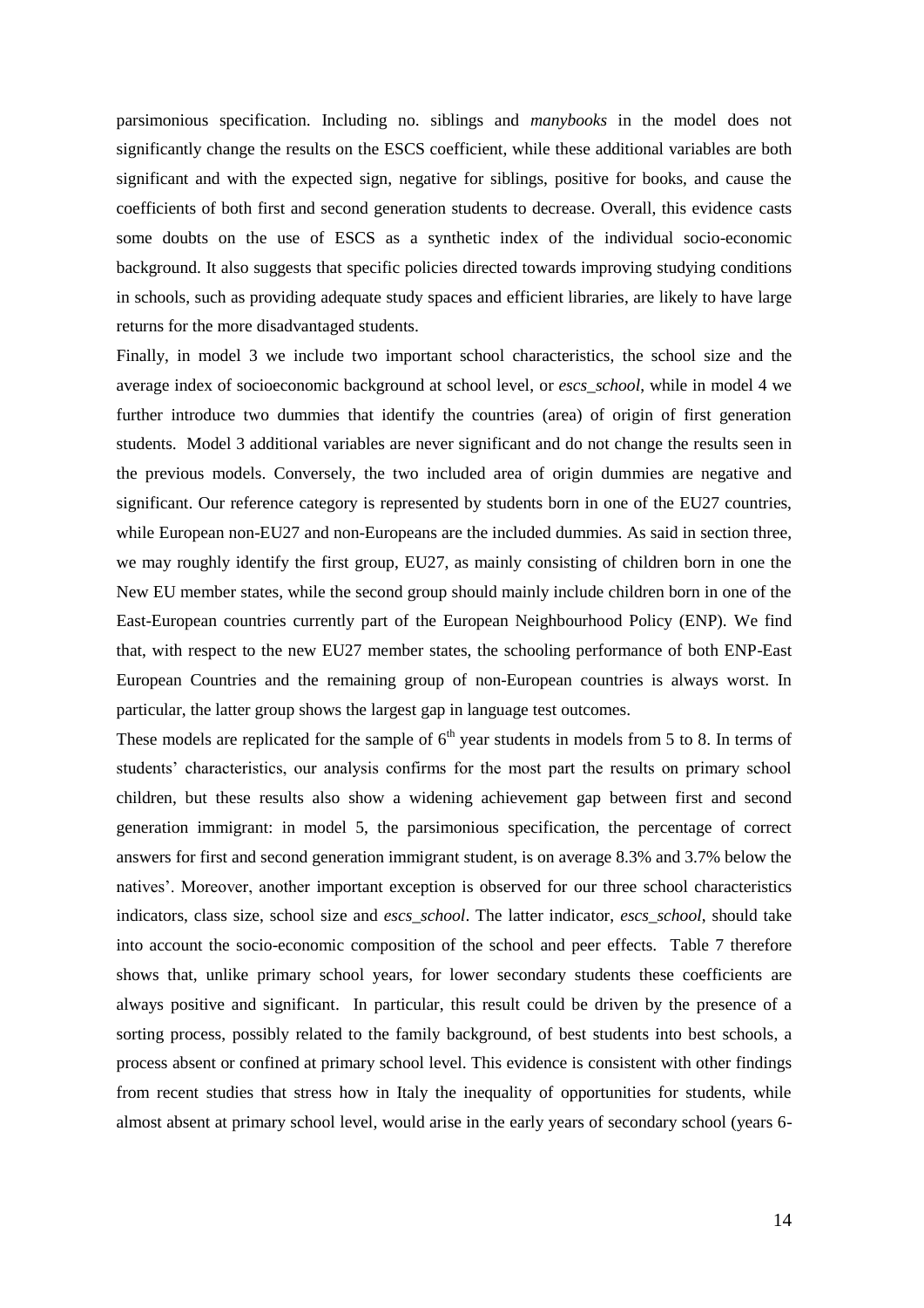parsimonious specification. Including no. siblings and *manybooks* in the model does not significantly change the results on the ESCS coefficient, while these additional variables are both significant and with the expected sign, negative for siblings, positive for books, and cause the coefficients of both first and second generation students to decrease. Overall, this evidence casts some doubts on the use of ESCS as a synthetic index of the individual socio-economic background. It also suggests that specific policies directed towards improving studying conditions in schools, such as providing adequate study spaces and efficient libraries, are likely to have large returns for the more disadvantaged students.

Finally, in model 3 we include two important school characteristics, the school size and the average index of socioeconomic background at school level, or *escs_school*, while in model 4 we further introduce two dummies that identify the countries (area) of origin of first generation students. Model 3 additional variables are never significant and do not change the results seen in the previous models. Conversely, the two included area of origin dummies are negative and significant. Our reference category is represented by students born in one of the EU27 countries, while European non-EU27 and non-Europeans are the included dummies. As said in section three, we may roughly identify the first group, EU27, as mainly consisting of children born in one the New EU member states, while the second group should mainly include children born in one of the East-European countries currently part of the European Neighbourhood Policy (ENP). We find that, with respect to the new EU27 member states, the schooling performance of both ENP-East European Countries and the remaining group of non-European countries is always worst. In particular, the latter group shows the largest gap in language test outcomes.

These models are replicated for the sample of 6[th] year students in models from 5 to 8. In terms of students' characteristics, our analysis confirms for the most part the results on primary school children, but these results also show a widening achievement gap between first and second generation immigrant: in model 5, the parsimonious specification, the percentage of correct answers for first and second generation immigrant student, is on average 8.3% and 3.7% below the natives'. Moreover, another important exception is observed for our three school characteristics indicators, class size, school size and *escs_school*. The latter indicator, *escs_school*, should take into account the socio-economic composition of the school and peer effects. Table 7 therefore shows that, unlike primary school years, for lower secondary students these coefficients are always positive and significant. In particular, this result could be driven by the presence of a sorting process, possibly related to the family background, of best students into best schools, a process absent or confined at primary school level. This evidence is consistent with other findings from recent studies that stress how in Italy the inequality of opportunities for students, while almost absent at primary school level, would arise in the early years of secondary school (years 6-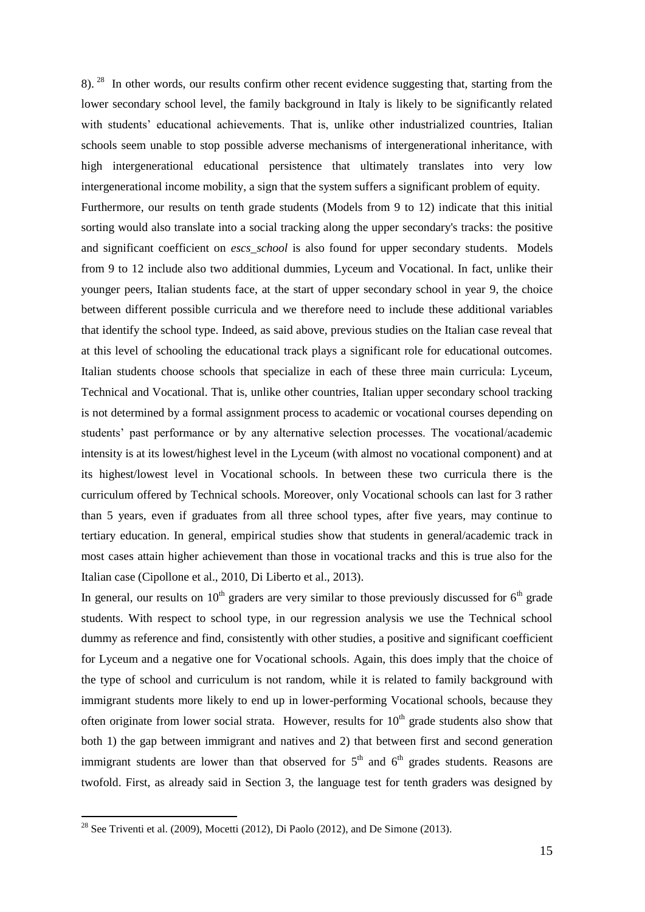8). [28] In other words, our results confirm other recent evidence suggesting that, starting from the lower secondary school level, the family background in Italy is likely to be significantly related with students' educational achievements. That is, unlike other industrialized countries, Italian schools seem unable to stop possible adverse mechanisms of intergenerational inheritance, with high intergenerational educational persistence that ultimately translates into very low intergenerational income mobility, a sign that the system suffers a significant problem of equity.

Furthermore, our results on tenth grade students (Models from 9 to 12) indicate that this initial sorting would also translate into a social tracking along the upper secondary's tracks: the positive and significant coefficient on *escs_school* is also found for upper secondary students. Models from 9 to 12 include also two additional dummies, Lyceum and Vocational. In fact, unlike their younger peers, Italian students face, at the start of upper secondary school in year 9, the choice between different possible curricula and we therefore need to include these additional variables that identify the school type. Indeed, as said above, previous studies on the Italian case reveal that at this level of schooling the educational track plays a significant role for educational outcomes. Italian students choose schools that specialize in each of these three main curricula: Lyceum, Technical and Vocational. That is, unlike other countries, Italian upper secondary school tracking is not determined by a formal assignment process to academic or vocational courses depending on students' past performance or by any alternative selection processes. The vocational/academic intensity is at its lowest/highest level in the Lyceum (with almost no vocational component) and at its highest/lowest level in Vocational schools. In between these two curricula there is the curriculum offered by Technical schools. Moreover, only Vocational schools can last for 3 rather than 5 years, even if graduates from all three school types, after five years, may continue to tertiary education. In general, empirical studies show that students in general/academic track in most cases attain higher achievement than those in vocational tracks and this is true also for the Italian case (Cipollone et al., 2010, Di Liberto et al., 2013).

In general, our results on $10^{th}$ graders are very similar to those previously discussed for $6^{th}$ grade students. With respect to school type, in our regression analysis we use the Technical school dummy as reference and find, consistently with other studies, a positive and significant coefficient for Lyceum and a negative one for Vocational schools. Again, this does imply that the choice of the type of school and curriculum is not random, while it is related to family background with immigrant students more likely to end up in lower-performing Vocational schools, because they often originate from lower social strata. However, results for $10^{th}$ grade students also show that both 1) the gap between immigrant and natives and 2) that between first and second generation immigrant students are lower than that observed for $5^{th}$ and $6^{th}$ grades students. Reasons are twofold. First, as already said in Section 3, the language test for tenth graders was designed by

[28] See Triventi et al. (2009), Mocetti (2012), Di Paolo (2012), and De Simone (2013).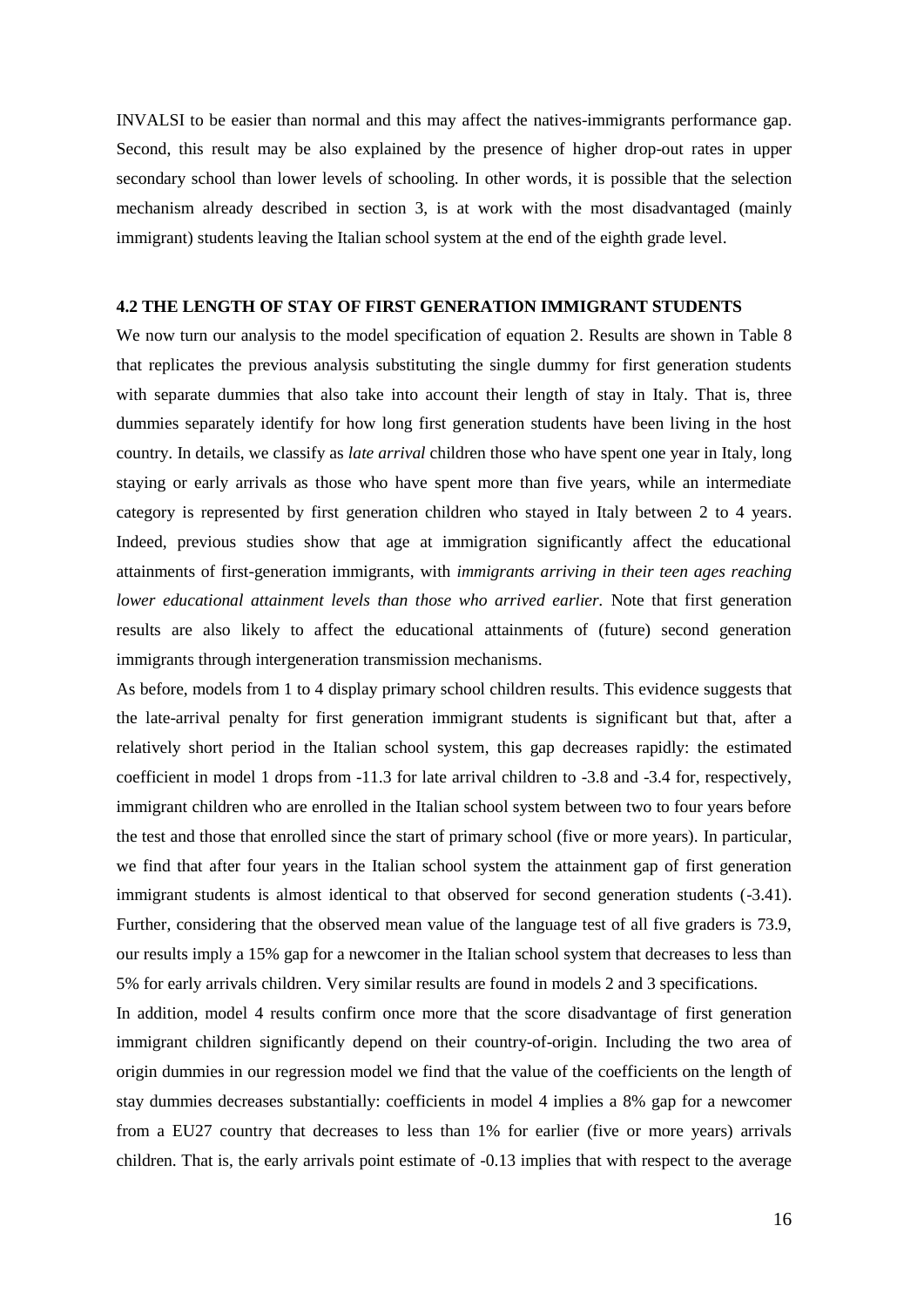INVALSI to be easier than normal and this may affect the natives-immigrants performance gap. Second, this result may be also explained by the presence of higher drop-out rates in upper secondary school than lower levels of schooling. In other words, it is possible that the selection mechanism already described in section 3, is at work with the most disadvantaged (mainly immigrant) students leaving the Italian school system at the end of the eighth grade level.

### 4.2 THE LENGTH OF STAY OF FIRST GENERATION IMMIGRANT STUDENTS

We now turn our analysis to the model specification of equation 2. Results are shown in Table 8 that replicates the previous analysis substituting the single dummy for first generation students with separate dummies that also take into account their length of stay in Italy. That is, three dummies separately identify for how long first generation students have been living in the host country. In details, we classify as *late arrival* children those who have spent one year in Italy, long staying or early arrivals as those who have spent more than five years, while an intermediate category is represented by first generation children who stayed in Italy between 2 to 4 years. Indeed, previous studies show that age at immigration significantly affect the educational attainments of first-generation immigrants, with *immigrants arriving in their teen ages reaching lower educational attainment levels than those who arrived earlier.* Note that first generation results are also likely to affect the educational attainments of (future) second generation immigrants through intergeneration transmission mechanisms.

As before, models from 1 to 4 display primary school children results. This evidence suggests that the late-arrival penalty for first generation immigrant students is significant but that, after a relatively short period in the Italian school system, this gap decreases rapidly: the estimated coefficient in model 1 drops from -11.3 for late arrival children to -3.8 and -3.4 for, respectively, immigrant children who are enrolled in the Italian school system between two to four years before the test and those that enrolled since the start of primary school (five or more years). In particular, we find that after four years in the Italian school system the attainment gap of first generation immigrant students is almost identical to that observed for second generation students (-3.41). Further, considering that the observed mean value of the language test of all five graders is 73.9, our results imply a 15% gap for a newcomer in the Italian school system that decreases to less than 5% for early arrivals children. Very similar results are found in models 2 and 3 specifications.

In addition, model 4 results confirm once more that the score disadvantage of first generation immigrant children significantly depend on their country-of-origin. Including the two area of origin dummies in our regression model we find that the value of the coefficients on the length of stay dummies decreases substantially: coefficients in model 4 implies a 8% gap for a newcomer from a EU27 country that decreases to less than 1% for earlier (five or more years) arrivals children. That is, the early arrivals point estimate of -0.13 implies that with respect to the average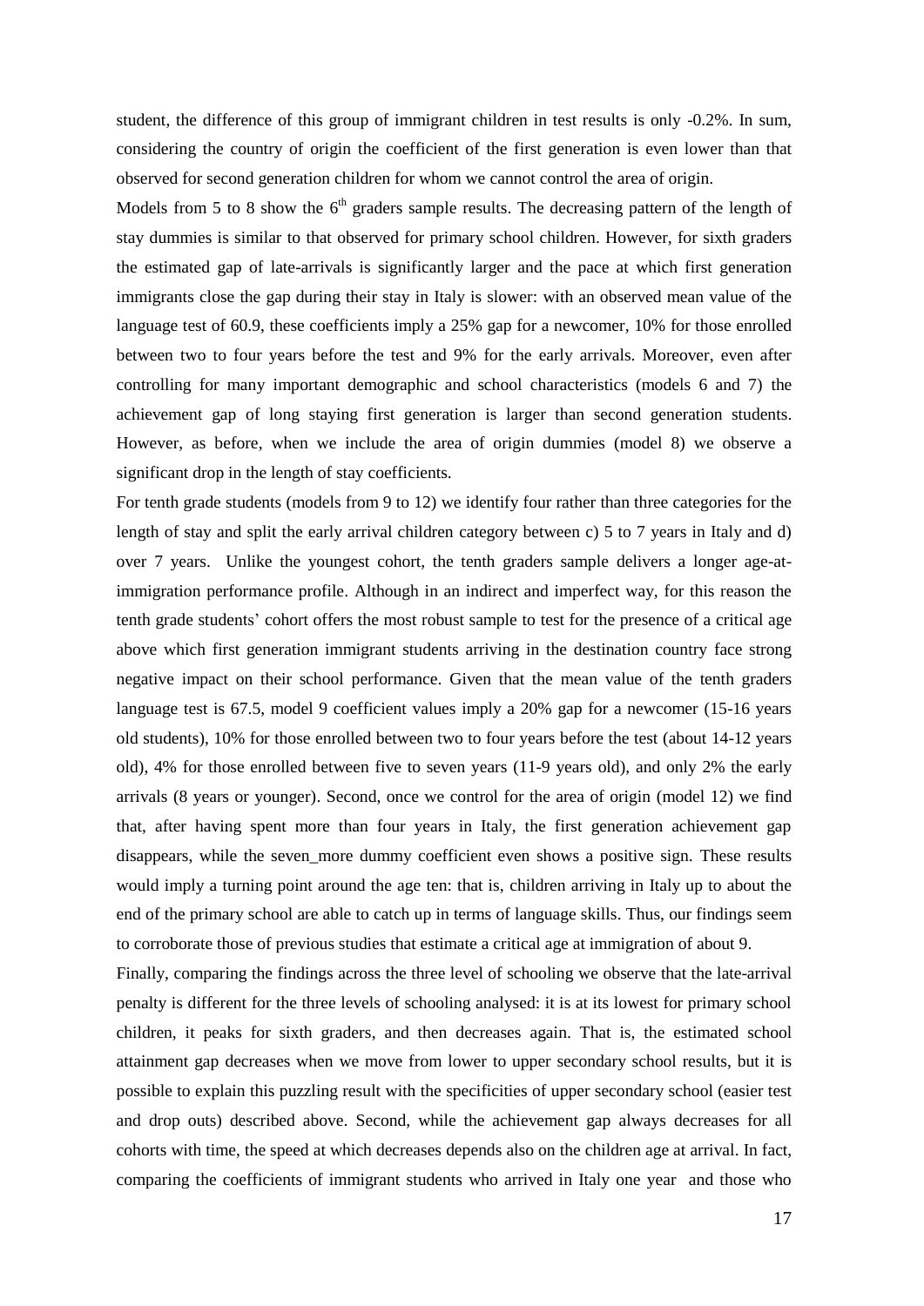student, the difference of this group of immigrant children in test results is only -0.2%. In sum, considering the country of origin the coefficient of the first generation is even lower than that observed for second generation children for whom we cannot control the area of origin.

Models from 5 to 8 show the 6[th] graders sample results. The decreasing pattern of the length of stay dummies is similar to that observed for primary school children. However, for sixth graders the estimated gap of late-arrivals is significantly larger and the pace at which first generation immigrants close the gap during their stay in Italy is slower: with an observed mean value of the language test of 60.9, these coefficients imply a 25% gap for a newcomer, 10% for those enrolled between two to four years before the test and 9% for the early arrivals. Moreover, even after controlling for many important demographic and school characteristics (models 6 and 7) the achievement gap of long staying first generation is larger than second generation students. However, as before, when we include the area of origin dummies (model 8) we observe a significant drop in the length of stay coefficients.

For tenth grade students (models from 9 to 12) we identify four rather than three categories for the length of stay and split the early arrival children category between c) 5 to 7 years in Italy and d) over 7 years. Unlike the youngest cohort, the tenth graders sample delivers a longer age-at-immigration performance profile. Although in an indirect and imperfect way, for this reason the tenth grade students' cohort offers the most robust sample to test for the presence of a critical age above which first generation immigrant students arriving in the destination country face strong negative impact on their school performance. Given that the mean value of the tenth graders language test is 67.5, model 9 coefficient values imply a 20% gap for a newcomer (15-16 years old students), 10% for those enrolled between two to four years before the test (about 14-12 years old), 4% for those enrolled between five to seven years (11-9 years old), and only 2% the early arrivals (8 years or younger). Second, once we control for the area of origin (model 12) we find that, after having spent more than four years in Italy, the first generation achievement gap disappears, while the seven_more dummy coefficient even shows a positive sign. These results would imply a turning point around the age ten: that is, children arriving in Italy up to about the end of the primary school are able to catch up in terms of language skills. Thus, our findings seem to corroborate those of previous studies that estimate a critical age at immigration of about 9.

Finally, comparing the findings across the three level of schooling we observe that the late-arrival penalty is different for the three levels of schooling analysed: it is at its lowest for primary school children, it peaks for sixth graders, and then decreases again. That is, the estimated school attainment gap decreases when we move from lower to upper secondary school results, but it is possible to explain this puzzling result with the specificities of upper secondary school (easier test and drop outs) described above. Second, while the achievement gap always decreases for all cohorts with time, the speed at which decreases depends also on the children age at arrival. In fact, comparing the coefficients of immigrant students who arrived in Italy one year and those who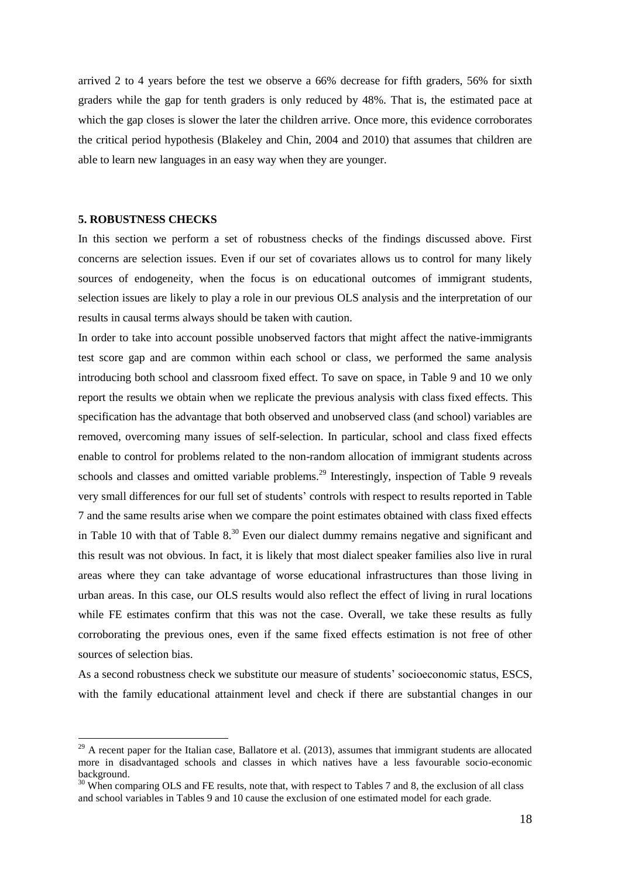arrived 2 to 4 years before the test we observe a 66% decrease for fifth graders, 56% for sixth graders while the gap for tenth graders is only reduced by 48%. That is, the estimated pace at which the gap closes is slower the later the children arrive. Once more, this evidence corroborates the critical period hypothesis (Blakeley and Chin, 2004 and 2010) that assumes that children are able to learn new languages in an easy way when they are younger.

## 5. ROBUSTNESS CHECKS

In this section we perform a set of robustness checks of the findings discussed above. First concerns are selection issues. Even if our set of covariates allows us to control for many likely sources of endogeneity, when the focus is on educational outcomes of immigrant students, selection issues are likely to play a role in our previous OLS analysis and the interpretation of our results in causal terms always should be taken with caution.

In order to take into account possible unobserved factors that might affect the native-immigrants test score gap and are common within each school or class, we performed the same analysis introducing both school and classroom fixed effect. To save on space, in Table 9 and 10 we only report the results we obtain when we replicate the previous analysis with class fixed effects. This specification has the advantage that both observed and unobserved class (and school) variables are removed, overcoming many issues of self-selection. In particular, school and class fixed effects enable to control for problems related to the non-random allocation of immigrant students across schools and classes and omitted variable problems.[29] Interestingly, inspection of Table 9 reveals very small differences for our full set of students' controls with respect to results reported in Table 7 and the same results arise when we compare the point estimates obtained with class fixed effects in Table 10 with that of Table 8.[30] Even our dialect dummy remains negative and significant and this result was not obvious. In fact, it is likely that most dialect speaker families also live in rural areas where they can take advantage of worse educational infrastructures than those living in urban areas. In this case, our OLS results would also reflect the effect of living in rural locations while FE estimates confirm that this was not the case. Overall, we take these results as fully corroborating the previous ones, even if the same fixed effects estimation is not free of other sources of selection bias.

As a second robustness check we substitute our measure of students' socioeconomic status, ESCS, with the family educational attainment level and check if there are substantial changes in our

---

[29] A recent paper for the Italian case, Ballatore et al. (2013), assumes that immigrant students are allocated more in disadvantaged schools and classes in which natives have a less favourable socio-economic background.

[30] When comparing OLS and FE results, note that, with respect to Tables 7 and 8, the exclusion of all class and school variables in Tables 9 and 10 cause the exclusion of one estimated model for each grade.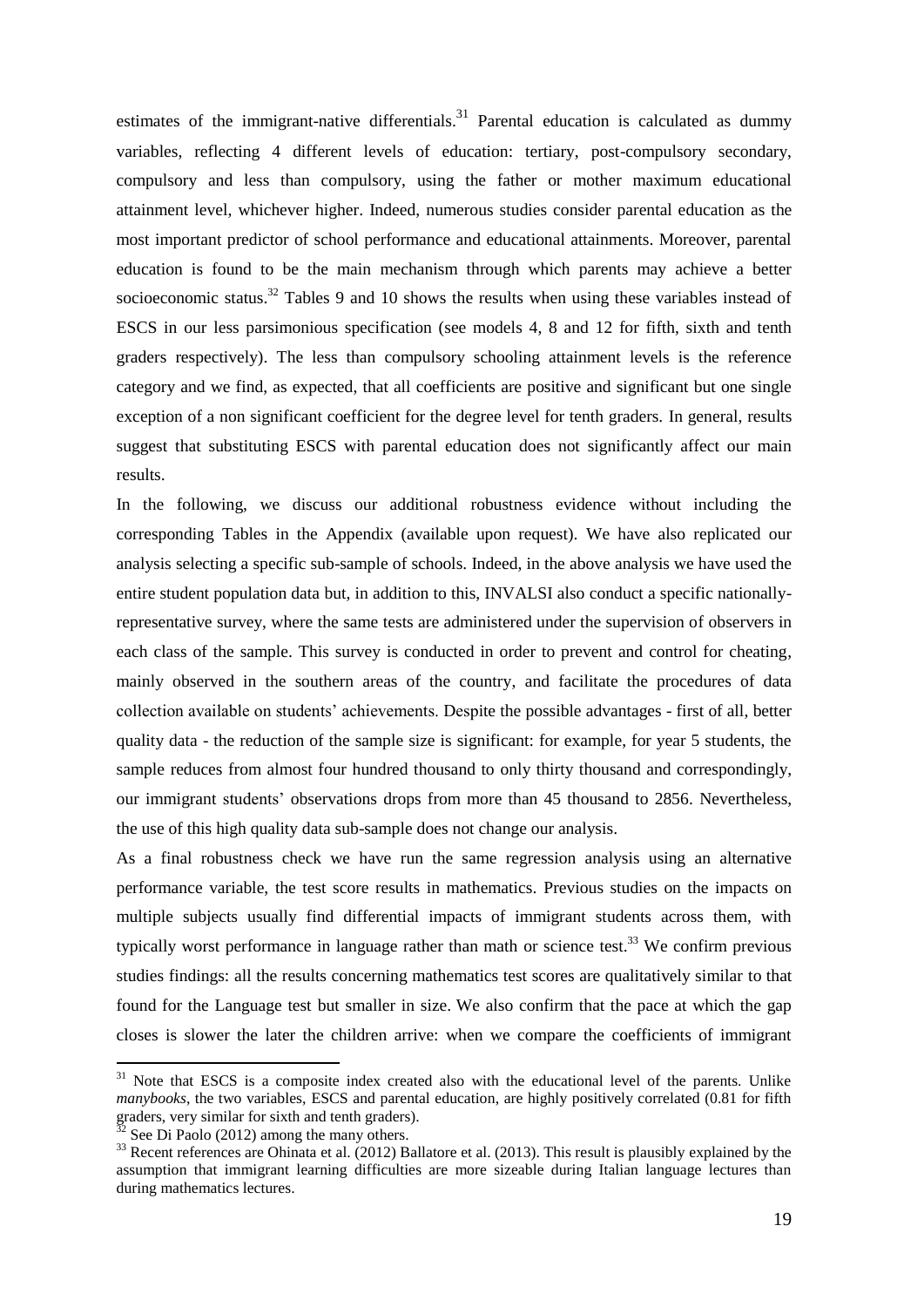estimates of the immigrant-native differentials.[31] Parental education is calculated as dummy variables, reflecting 4 different levels of education: tertiary, post-compulsory secondary, compulsory and less than compulsory, using the father or mother maximum educational attainment level, whichever higher. Indeed, numerous studies consider parental education as the most important predictor of school performance and educational attainments. Moreover, parental education is found to be the main mechanism through which parents may achieve a better socioeconomic status.[32] Tables 9 and 10 shows the results when using these variables instead of ESCS in our less parsimonious specification (see models 4, 8 and 12 for fifth, sixth and tenth graders respectively). The less than compulsory schooling attainment levels is the reference category and we find, as expected, that all coefficients are positive and significant but one single exception of a non significant coefficient for the degree level for tenth graders. In general, results suggest that substituting ESCS with parental education does not significantly affect our main results.

In the following, we discuss our additional robustness evidence without including the corresponding Tables in the Appendix (available upon request). We have also replicated our analysis selecting a specific sub-sample of schools. Indeed, in the above analysis we have used the entire student population data but, in addition to this, INVALSI also conduct a specific nationally-representative survey, where the same tests are administered under the supervision of observers in each class of the sample. This survey is conducted in order to prevent and control for cheating, mainly observed in the southern areas of the country, and facilitate the procedures of data collection available on students' achievements. Despite the possible advantages - first of all, better quality data - the reduction of the sample size is significant: for example, for year 5 students, the sample reduces from almost four hundred thousand to only thirty thousand and correspondingly, our immigrant students' observations drops from more than 45 thousand to 2856. Nevertheless, the use of this high quality data sub-sample does not change our analysis.

As a final robustness check we have run the same regression analysis using an alternative performance variable, the test score results in mathematics. Previous studies on the impacts on multiple subjects usually find differential impacts of immigrant students across them, with typically worst performance in language rather than math or science test.[33] We confirm previous studies findings: all the results concerning mathematics test scores are qualitatively similar to that found for the Language test but smaller in size. We also confirm that the pace at which the gap closes is slower the later the children arrive: when we compare the coefficients of immigrant

---

[31] Note that ESCS is a composite index created also with the educational level of the parents. Unlike *manybooks*, the two variables, ESCS and parental education, are highly positively correlated (0.81 for fifth graders, very similar for sixth and tenth graders).

[32] See Di Paolo (2012) among the many others.

[33] Recent references are Ohinata et al. (2012) Ballatore et al. (2013). This result is plausibly explained by the assumption that immigrant learning difficulties are more sizeable during Italian language lectures than during mathematics lectures.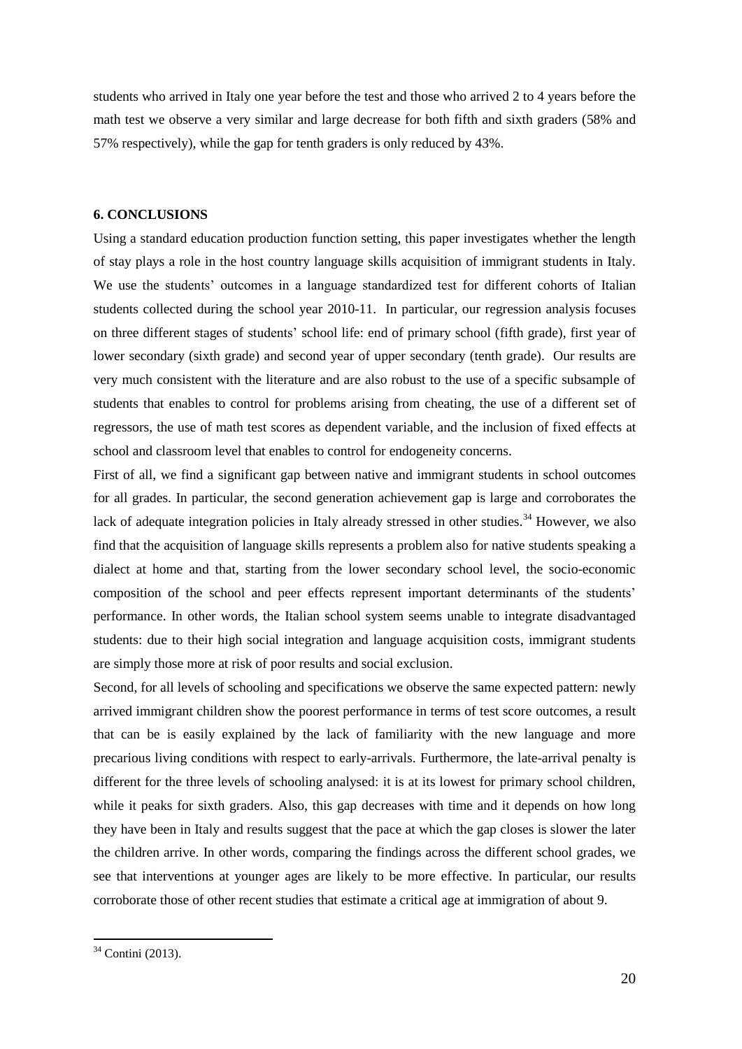students who arrived in Italy one year before the test and those who arrived 2 to 4 years before the math test we observe a very similar and large decrease for both fifth and sixth graders (58% and 57% respectively), while the gap for tenth graders is only reduced by 43%.

## 6. CONCLUSIONS

Using a standard education production function setting, this paper investigates whether the length of stay plays a role in the host country language skills acquisition of immigrant students in Italy. We use the students' outcomes in a language standardized test for different cohorts of Italian students collected during the school year 2010-11. In particular, our regression analysis focuses on three different stages of students' school life: end of primary school (fifth grade), first year of lower secondary (sixth grade) and second year of upper secondary (tenth grade). Our results are very much consistent with the literature and are also robust to the use of a specific subsample of students that enables to control for problems arising from cheating, the use of a different set of regressors, the use of math test scores as dependent variable, and the inclusion of fixed effects at school and classroom level that enables to control for endogeneity concerns.

First of all, we find a significant gap between native and immigrant students in school outcomes for all grades. In particular, the second generation achievement gap is large and corroborates the lack of adequate integration policies in Italy already stressed in other studies.[34] However, we also find that the acquisition of language skills represents a problem also for native students speaking a dialect at home and that, starting from the lower secondary school level, the socio-economic composition of the school and peer effects represent important determinants of the students' performance. In other words, the Italian school system seems unable to integrate disadvantaged students: due to their high social integration and language acquisition costs, immigrant students are simply those more at risk of poor results and social exclusion.

Second, for all levels of schooling and specifications we observe the same expected pattern: newly arrived immigrant children show the poorest performance in terms of test score outcomes, a result that can be is easily explained by the lack of familiarity with the new language and more precarious living conditions with respect to early-arrivals. Furthermore, the late-arrival penalty is different for the three levels of schooling analysed: it is at its lowest for primary school children, while it peaks for sixth graders. Also, this gap decreases with time and it depends on how long they have been in Italy and results suggest that the pace at which the gap closes is slower the later the children arrive. In other words, comparing the findings across the different school grades, we see that interventions at younger ages are likely to be more effective. In particular, our results corroborate those of other recent studies that estimate a critical age at immigration of about 9.

[34] Contini (2013).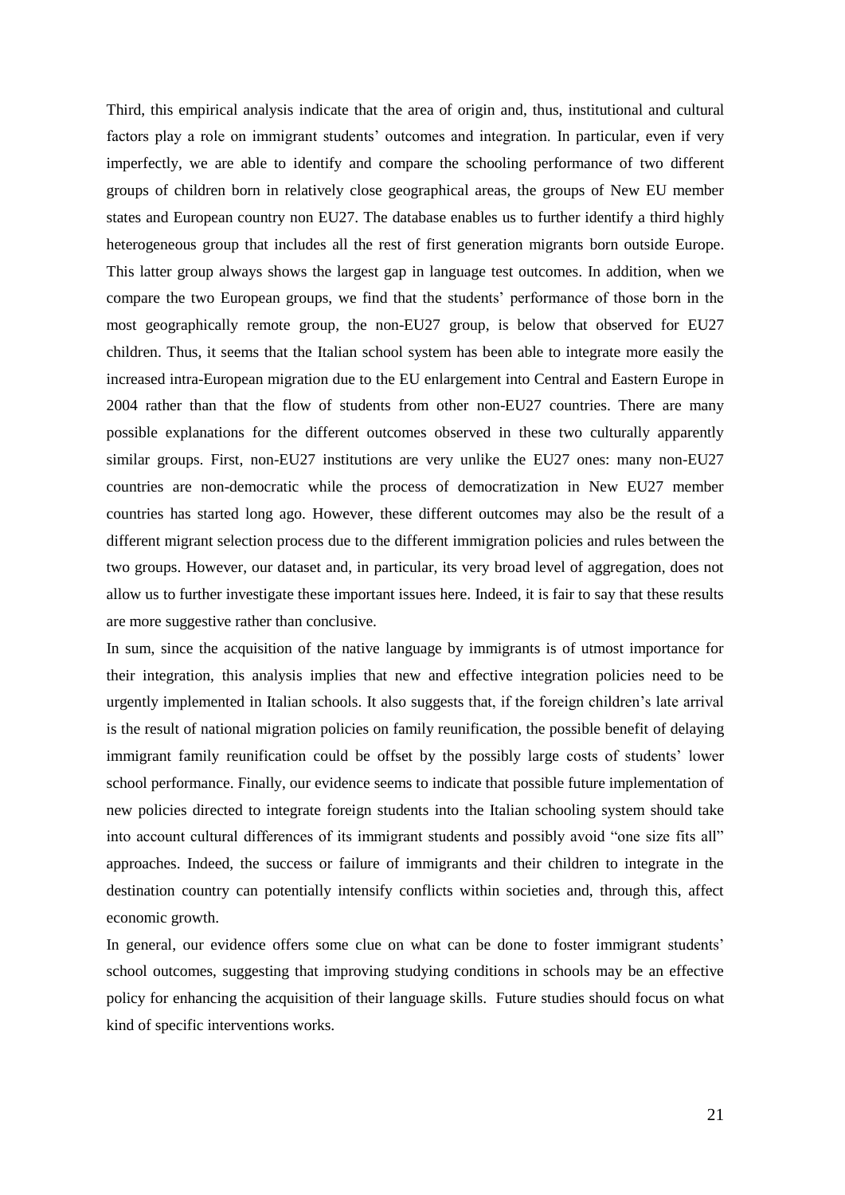Third, this empirical analysis indicate that the area of origin and, thus, institutional and cultural factors play a role on immigrant students' outcomes and integration. In particular, even if very imperfectly, we are able to identify and compare the schooling performance of two different groups of children born in relatively close geographical areas, the groups of New EU member states and European country non EU27. The database enables us to further identify a third highly heterogeneous group that includes all the rest of first generation migrants born outside Europe. This latter group always shows the largest gap in language test outcomes. In addition, when we compare the two European groups, we find that the students' performance of those born in the most geographically remote group, the non-EU27 group, is below that observed for EU27 children. Thus, it seems that the Italian school system has been able to integrate more easily the increased intra-European migration due to the EU enlargement into Central and Eastern Europe in 2004 rather than that the flow of students from other non-EU27 countries. There are many possible explanations for the different outcomes observed in these two culturally apparently similar groups. First, non-EU27 institutions are very unlike the EU27 ones: many non-EU27 countries are non-democratic while the process of democratization in New EU27 member countries has started long ago. However, these different outcomes may also be the result of a different migrant selection process due to the different immigration policies and rules between the two groups. However, our dataset and, in particular, its very broad level of aggregation, does not allow us to further investigate these important issues here. Indeed, it is fair to say that these results are more suggestive rather than conclusive.

In sum, since the acquisition of the native language by immigrants is of utmost importance for their integration, this analysis implies that new and effective integration policies need to be urgently implemented in Italian schools. It also suggests that, if the foreign children's late arrival is the result of national migration policies on family reunification, the possible benefit of delaying immigrant family reunification could be offset by the possibly large costs of students' lower school performance. Finally, our evidence seems to indicate that possible future implementation of new policies directed to integrate foreign students into the Italian schooling system should take into account cultural differences of its immigrant students and possibly avoid "one size fits all" approaches. Indeed, the success or failure of immigrants and their children to integrate in the destination country can potentially intensify conflicts within societies and, through this, affect economic growth.

In general, our evidence offers some clue on what can be done to foster immigrant students' school outcomes, suggesting that improving studying conditions in schools may be an effective policy for enhancing the acquisition of their language skills. Future studies should focus on what kind of specific interventions works.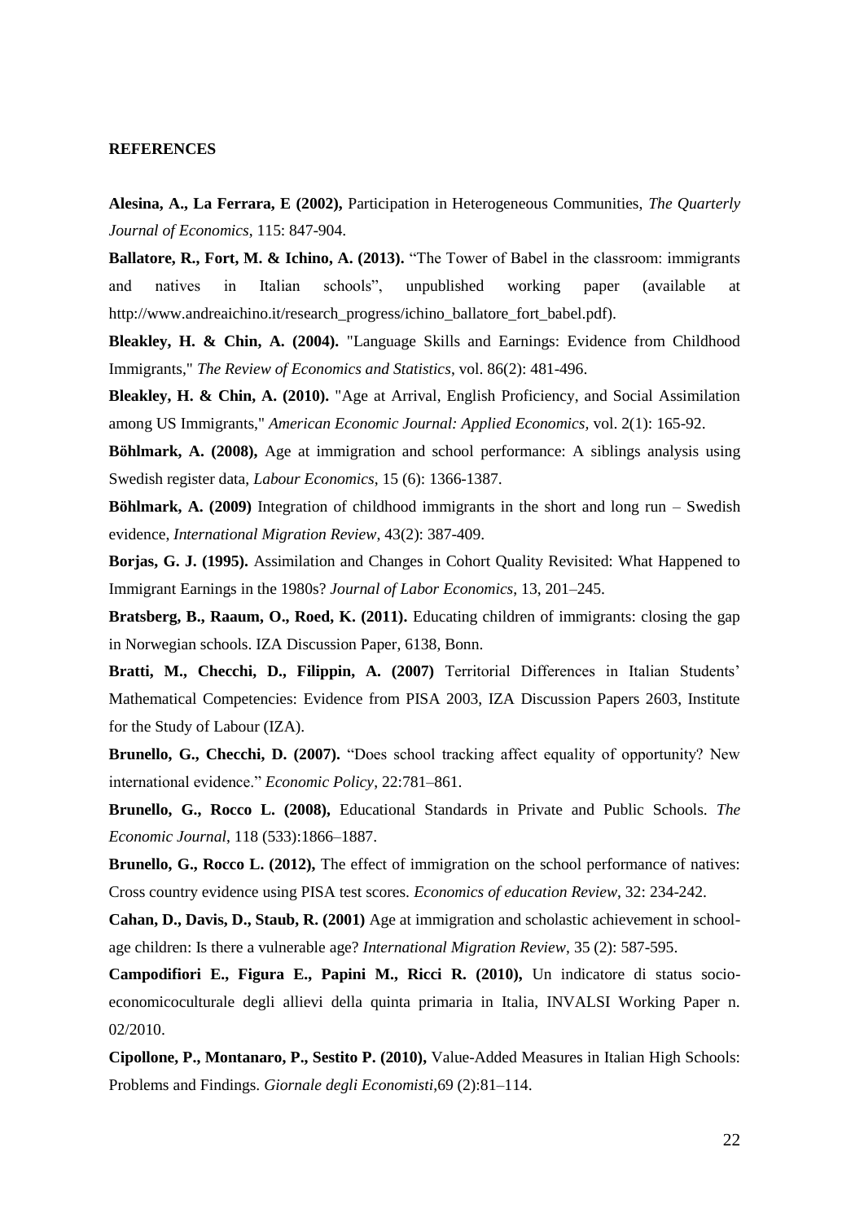**REFERENCES**

**Alesina, A., La Ferrara, E (2002),** Participation in Heterogeneous Communities, *The Quarterly Journal of Economics*, 115: 847-904.

**Ballatore, R., Fort, M. & Ichino, A. (2013).** "The Tower of Babel in the classroom: immigrants and natives in Italian schools", unpublished working paper (available at http://www.andreaichino.it/research_progress/ichino_ballatore_fort_babel.pdf).

**Bleakley, H. & Chin, A. (2004).** "Language Skills and Earnings: Evidence from Childhood Immigrants," *The Review of Economics and Statistics*, vol. 86(2): 481-496.

**Bleakley, H. & Chin, A. (2010).** "Age at Arrival, English Proficiency, and Social Assimilation among US Immigrants," *American Economic Journal: Applied Economics*, vol. 2(1): 165-92.

**Böhlmark, A. (2008),** Age at immigration and school performance: A siblings analysis using Swedish register data, *Labour Economics*, 15 (6): 1366-1387.

**Böhlmark, A. (2009)** Integration of childhood immigrants in the short and long run – Swedish evidence, *International Migration Review*, 43(2): 387-409.

**Borjas, G. J. (1995).** Assimilation and Changes in Cohort Quality Revisited: What Happened to Immigrant Earnings in the 1980s? *Journal of Labor Economics*, 13, 201–245.

**Bratsberg, B., Raaum, O., Roed, K. (2011).** Educating children of immigrants: closing the gap in Norwegian schools. IZA Discussion Paper, 6138, Bonn.

**Bratti, M., Checchi, D., Filippin, A. (2007)** Territorial Differences in Italian Students' Mathematical Competencies: Evidence from PISA 2003, IZA Discussion Papers 2603, Institute for the Study of Labour (IZA).

**Brunello, G., Checchi, D. (2007).** "Does school tracking affect equality of opportunity? New international evidence." *Economic Policy*, 22:781–861.

**Brunello, G., Rocco L. (2008),** Educational Standards in Private and Public Schools. *The Economic Journal*, 118 (533):1866–1887.

**Brunello, G., Rocco L. (2012),** The effect of immigration on the school performance of natives: Cross country evidence using PISA test scores. *Economics of education Review*, 32: 234-242.

**Cahan, D., Davis, D., Staub, R. (2001)** Age at immigration and scholastic achievement in school-age children: Is there a vulnerable age? *International Migration Review*, 35 (2): 587-595.

**Campodifiori E., Figura E., Papini M., Ricci R. (2010),** Un indicatore di status socio-economicoculturale degli allievi della quinta primaria in Italia, INVALSI Working Paper n. 02/2010.

**Cipollone, P., Montanaro, P., Sestito P. (2010),** Value-Added Measures in Italian High Schools: Problems and Findings. *Giornale degli Economisti*,69 (2):81–114.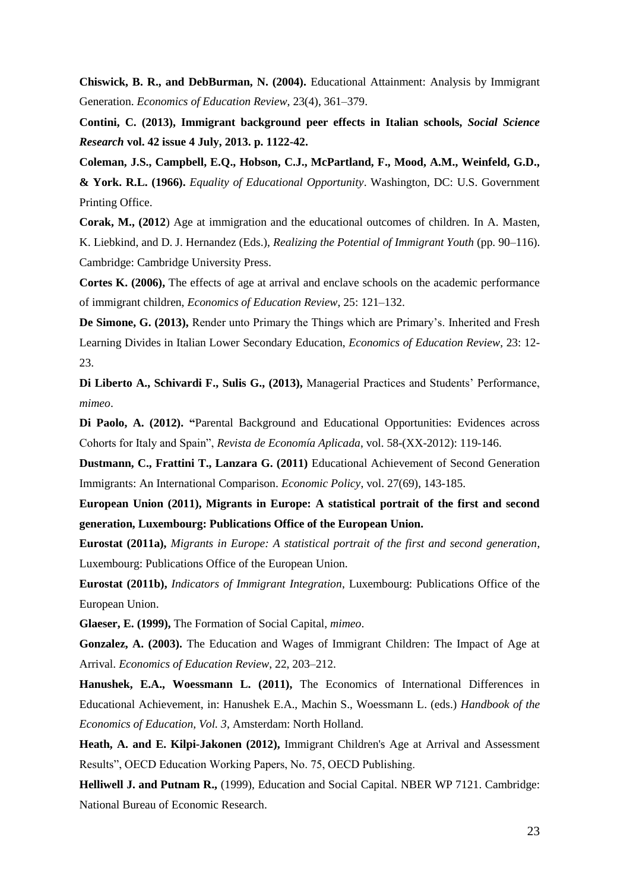**Chiswick, B. R., and DebBurman, N. (2004).** Educational Attainment: Analysis by Immigrant Generation. *Economics of Education Review*, 23(4), 361–379.

**Contini, C. (2013), Immigrant background peer effects in Italian schools, *Social Science Research* vol. 42 issue 4 July, 2013. p. 1122-42.**

**Coleman, J.S., Campbell, E.Q., Hobson, C.J., McPartland, F., Mood, A.M., Weinfeld, G.D., & York. R.L. (1966).** *Equality of Educational Opportunity*. Washington, DC: U.S. Government Printing Office.

**Corak, M., (2012**) Age at immigration and the educational outcomes of children. In A. Masten, K. Liebkind, and D. J. Hernandez (Eds.), *Realizing the Potential of Immigrant Youth* (pp. 90–116). Cambridge: Cambridge University Press.

**Cortes K. (2006),** The effects of age at arrival and enclave schools on the academic performance of immigrant children, *Economics of Education Review*, 25: 121–132.

**De Simone, G. (2013),** Render unto Primary the Things which are Primary's. Inherited and Fresh Learning Divides in Italian Lower Secondary Education, *Economics of Education Review*, 23: 12-23.

**Di Liberto A., Schivardi F., Sulis G., (2013),** Managerial Practices and Students' Performance, *mimeo*.

**Di Paolo, A. (2012). "**Parental Background and Educational Opportunities: Evidences across Cohorts for Italy and Spain", *Revista de Economía Aplicada*, vol. 58-(XX-2012): 119-146.

**Dustmann, C., Frattini T., Lanzara G. (2011)** Educational Achievement of Second Generation Immigrants: An International Comparison. *Economic Policy*, vol. 27(69), 143-185.

**European Union (2011), Migrants in Europe: A statistical portrait of the first and second generation, Luxembourg: Publications Office of the European Union.**

**Eurostat (2011a),** *Migrants in Europe: A statistical portrait of the first and second generation*, Luxembourg: Publications Office of the European Union.

**Eurostat (2011b),** *Indicators of Immigrant Integration*, Luxembourg: Publications Office of the European Union.

**Glaeser, E. (1999),** The Formation of Social Capital, *mimeo*.

**Gonzalez, A. (2003).** The Education and Wages of Immigrant Children: The Impact of Age at Arrival. *Economics of Education Review*, 22, 203–212.

**Hanushek, E.A., Woessmann L. (2011),** The Economics of International Differences in Educational Achievement, in: Hanushek E.A., Machin S., Woessmann L. (eds.) *Handbook of the Economics of Education, Vol. 3*, Amsterdam: North Holland.

**Heath, A. and E. Kilpi-Jakonen (2012),** Immigrant Children's Age at Arrival and Assessment Results", OECD Education Working Papers, No. 75, OECD Publishing.

**Helliwell J. and Putnam R.,** (1999), Education and Social Capital. NBER WP 7121. Cambridge: National Bureau of Economic Research.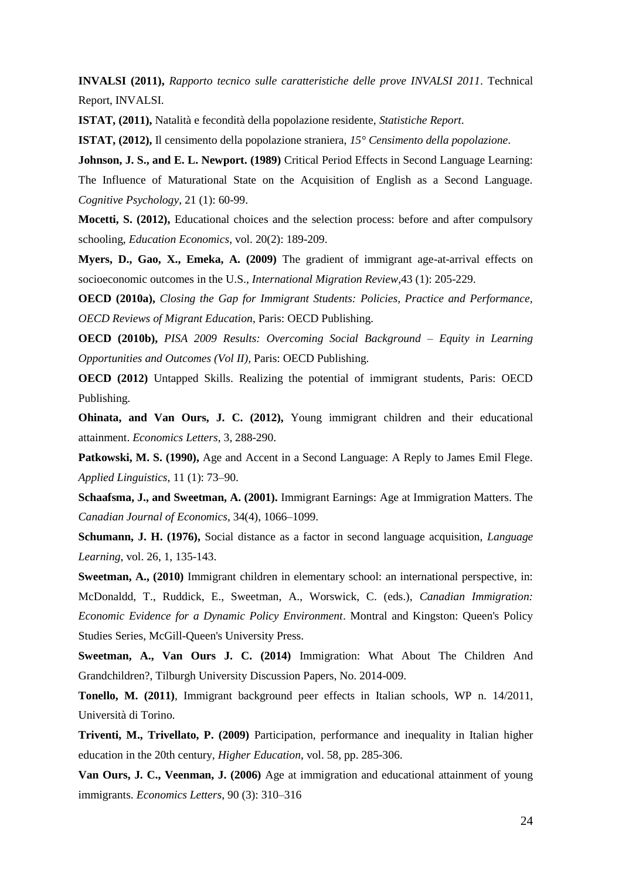**INVALSI (2011),** *Rapporto tecnico sulle caratteristiche delle prove INVALSI 2011*. Technical Report, INVALSI.

**ISTAT, (2011),** Natalità e fecondità della popolazione residente, *Statistiche Report*.

**ISTAT, (2012),** Il censimento della popolazione straniera, *15° Censimento della popolazione*.

**Johnson, J. S., and E. L. Newport. (1989)** Critical Period Effects in Second Language Learning: The Influence of Maturational State on the Acquisition of English as a Second Language. *Cognitive Psychology*, 21 (1): 60-99.

**Mocetti, S. (2012),** Educational choices and the selection process: before and after compulsory schooling, *Education Economics*, vol. 20(2): 189-209.

**Myers, D., Gao, X., Emeka, A. (2009)** The gradient of immigrant age-at-arrival effects on socioeconomic outcomes in the U.S., *International Migration Review*,43 (1): 205-229.

**OECD (2010a),** *Closing the Gap for Immigrant Students: Policies, Practice and Performance, OECD Reviews of Migrant Education*, Paris: OECD Publishing.

**OECD (2010b),** *PISA 2009 Results: Overcoming Social Background – Equity in Learning Opportunities and Outcomes (Vol II)*, Paris: OECD Publishing.

**OECD (2012)** Untapped Skills. Realizing the potential of immigrant students, Paris: OECD Publishing.

**Ohinata, and Van Ours, J. C. (2012),** Young immigrant children and their educational attainment. *Economics Letters*, 3, 288-290.

**Patkowski, M. S. (1990),** Age and Accent in a Second Language: A Reply to James Emil Flege. *Applied Linguistics*, 11 (1): 73–90.

**Schaafsma, J., and Sweetman, A. (2001).** Immigrant Earnings: Age at Immigration Matters. The *Canadian Journal of Economics*, 34(4), 1066–1099.

**Schumann, J. H. (1976),** Social distance as a factor in second language acquisition, *Language Learning*, vol. 26, 1, 135-143.

**Sweetman, A., (2010)** Immigrant children in elementary school: an international perspective, in: McDonaldd, T., Ruddick, E., Sweetman, A., Worswick, C. (eds.), *Canadian Immigration: Economic Evidence for a Dynamic Policy Environment*. Montral and Kingston: Queen's Policy Studies Series, McGill-Queen's University Press.

**Sweetman, A., Van Ours J. C. (2014)** Immigration: What About The Children And Grandchildren?, Tilburgh University Discussion Papers, No. 2014-009.

**Tonello, M. (2011)**, Immigrant background peer effects in Italian schools, WP n. 14/2011, Università di Torino.

**Triventi, M., Trivellato, P. (2009)** Participation, performance and inequality in Italian higher education in the 20th century, *Higher Education*, vol. 58, pp. 285-306.

**Van Ours, J. C., Veenman, J. (2006)** Age at immigration and educational attainment of young immigrants. *Economics Letters*, 90 (3): 310–316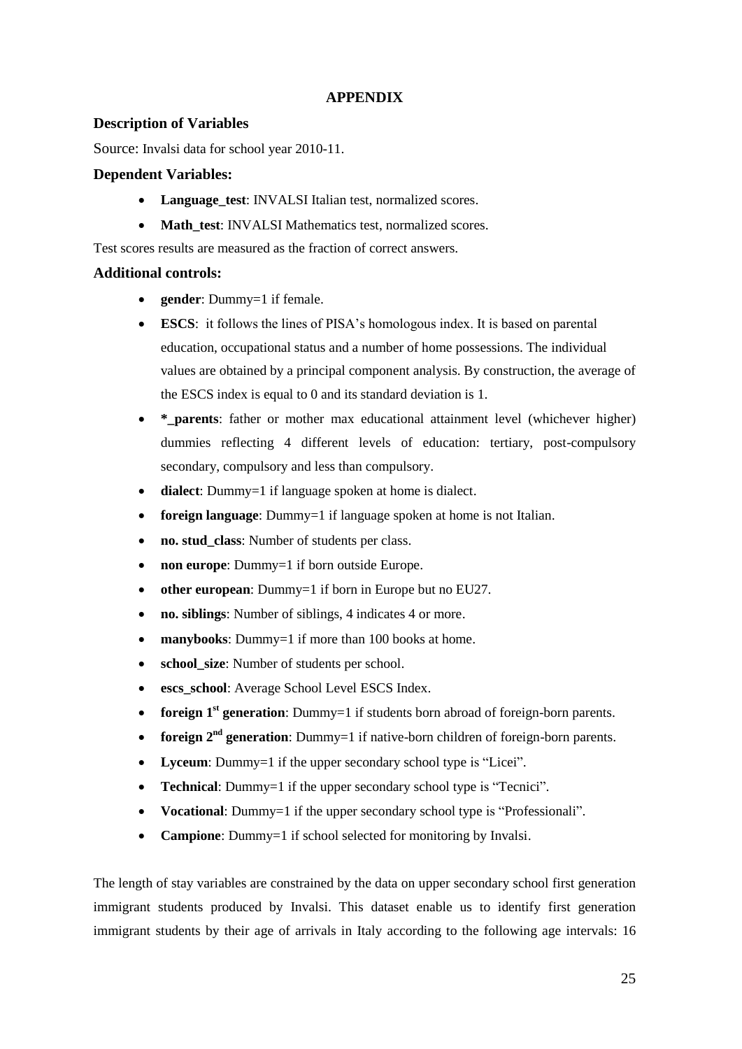# APPENDIX

## Description of Variables

Source: Invalsi data for school year 2010-11.

### Dependent Variables:

- **Language_test**: INVALSI Italian test, normalized scores.
- **Math_test**: INVALSI Mathematics test, normalized scores.

Test scores results are measured as the fraction of correct answers.

### Additional controls:

- **gender**: Dummy=1 if female.
- **ESCS**: it follows the lines of PISA's homologous index. It is based on parental education, occupational status and a number of home possessions. The individual values are obtained by a principal component analysis. By construction, the average of the ESCS index is equal to 0 and its standard deviation is 1.
- ***_parents**: father or mother max educational attainment level (whichever higher) dummies reflecting 4 different levels of education: tertiary, post-compulsory secondary, compulsory and less than compulsory.
- **dialect**: Dummy=1 if language spoken at home is dialect.
- **foreign language**: Dummy=1 if language spoken at home is not Italian.
- **no. stud_class**: Number of students per class.
- **non europe**: Dummy=1 if born outside Europe.
- **other european**: Dummy=1 if born in Europe but no EU27.
- **no. siblings**: Number of siblings, 4 indicates 4 or more.
- **manybooks**: Dummy=1 if more than 100 books at home.
- **school_size**: Number of students per school.
- **escs_school**: Average School Level ESCS Index.
- **foreign 1st generation**: Dummy=1 if students born abroad of foreign-born parents.
- **foreign 2nd generation**: Dummy=1 if native-born children of foreign-born parents.
- **Lyceum**: Dummy=1 if the upper secondary school type is "Licei".
- **Technical**: Dummy=1 if the upper secondary school type is "Tecnici".
- **Vocational**: Dummy=1 if the upper secondary school type is "Professionali".
- **Campione**: Dummy=1 if school selected for monitoring by Invalsi.

The length of stay variables are constrained by the data on upper secondary school first generation immigrant students produced by Invalsi. This dataset enable us to identify first generation immigrant students by their age of arrivals in Italy according to the following age intervals: 16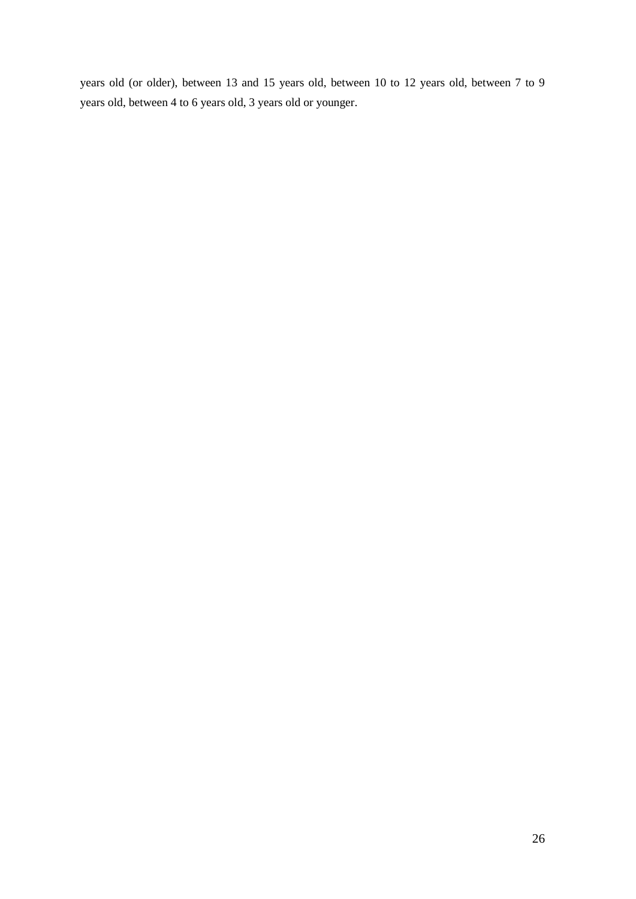years old (or older), between 13 and 15 years old, between 10 to 12 years old, between 7 to 9 years old, between 4 to 6 years old, 3 years old or younger.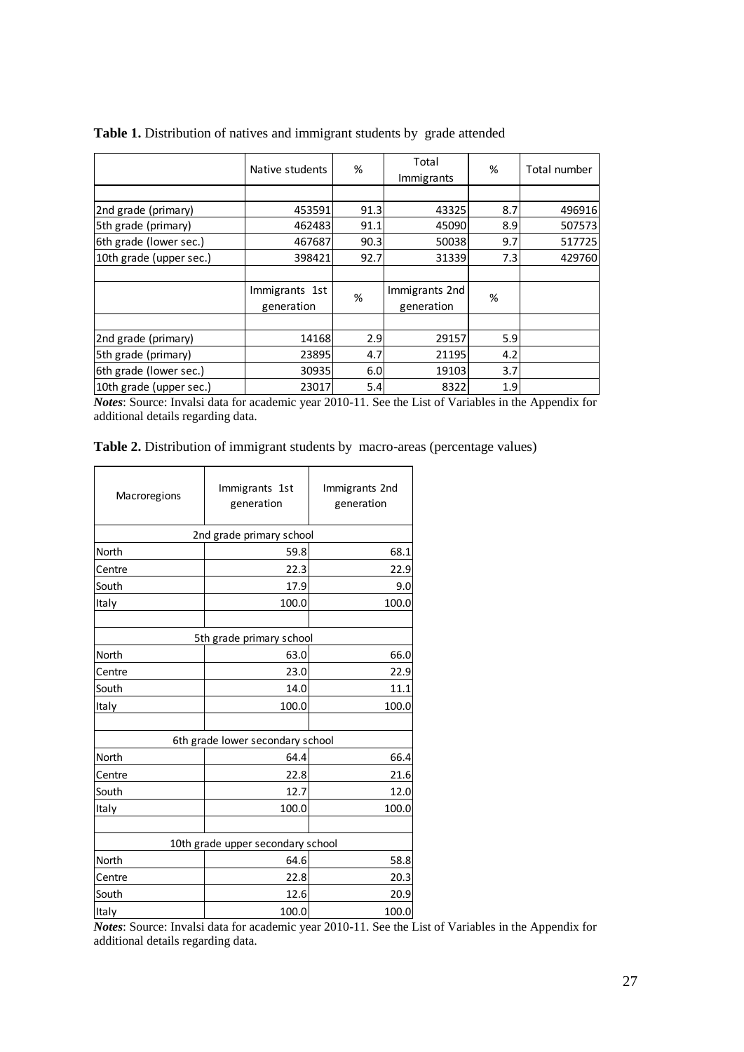**Table 1.** Distribution of natives and immigrant students by grade attended

| | Native students | % | Total Immigrants | % | Total number |
|---|---|---|---|---|---|
| 2nd grade (primary) | 453591 | 91.3 | 43325 | 8.7 | 496916 |
| 5th grade (primary) | 462483 | 91.1 | 45090 | 8.9 | 507573 |
| 6th grade (lower sec.) | 467687 | 90.3 | 50038 | 9.7 | 517725 |
| 10th grade (upper sec.) | 398421 | 92.7 | 31339 | 7.3 | 429760 |
| | Immigrants 1st generation | % | Immigrants 2nd generation | % | |
| 2nd grade (primary) | 14168 | 2.9 | 29157 | 5.9 | |
| 5th grade (primary) | 23895 | 4.7 | 21195 | 4.2 | |
| 6th grade (lower sec.) | 30935 | 6.0 | 19103 | 3.7 | |
| 10th grade (upper sec.) | 23017 | 5.4 | 8322 | 1.9 | |

*Notes*: Source: Invalsi data for academic year 2010-11. See the List of Variables in the Appendix for additional details regarding data.

**Table 2.** Distribution of immigrant students by macro-areas (percentage values)

| Macroregions | Immigrants 1st generation | Immigrants 2nd generation |
|---|---|---|
| 2nd grade primary school | | |
| North | 59.8 | 68.1 |
| Centre | 22.3 | 22.9 |
| South | 17.9 | 9.0 |
| Italy | 100.0 | 100.0 |
| 5th grade primary school | | |
| North | 63.0 | 66.0 |
| Centre | 23.0 | 22.9 |
| South | 14.0 | 11.1 |
| Italy | 100.0 | 100.0 |
| 6th grade lower secondary school | | |
| North | 64.4 | 66.4 |
| Centre | 22.8 | 21.6 |
| South | 12.7 | 12.0 |
| Italy | 100.0 | 100.0 |
| 10th grade upper secondary school | | |
| North | 64.6 | 58.8 |
| Centre | 22.8 | 20.3 |
| South | 12.6 | 20.9 |
| Italy | 100.0 | 100.0 |

*Notes*: Source: Invalsi data for academic year 2010-11. See the List of Variables in the Appendix for additional details regarding data.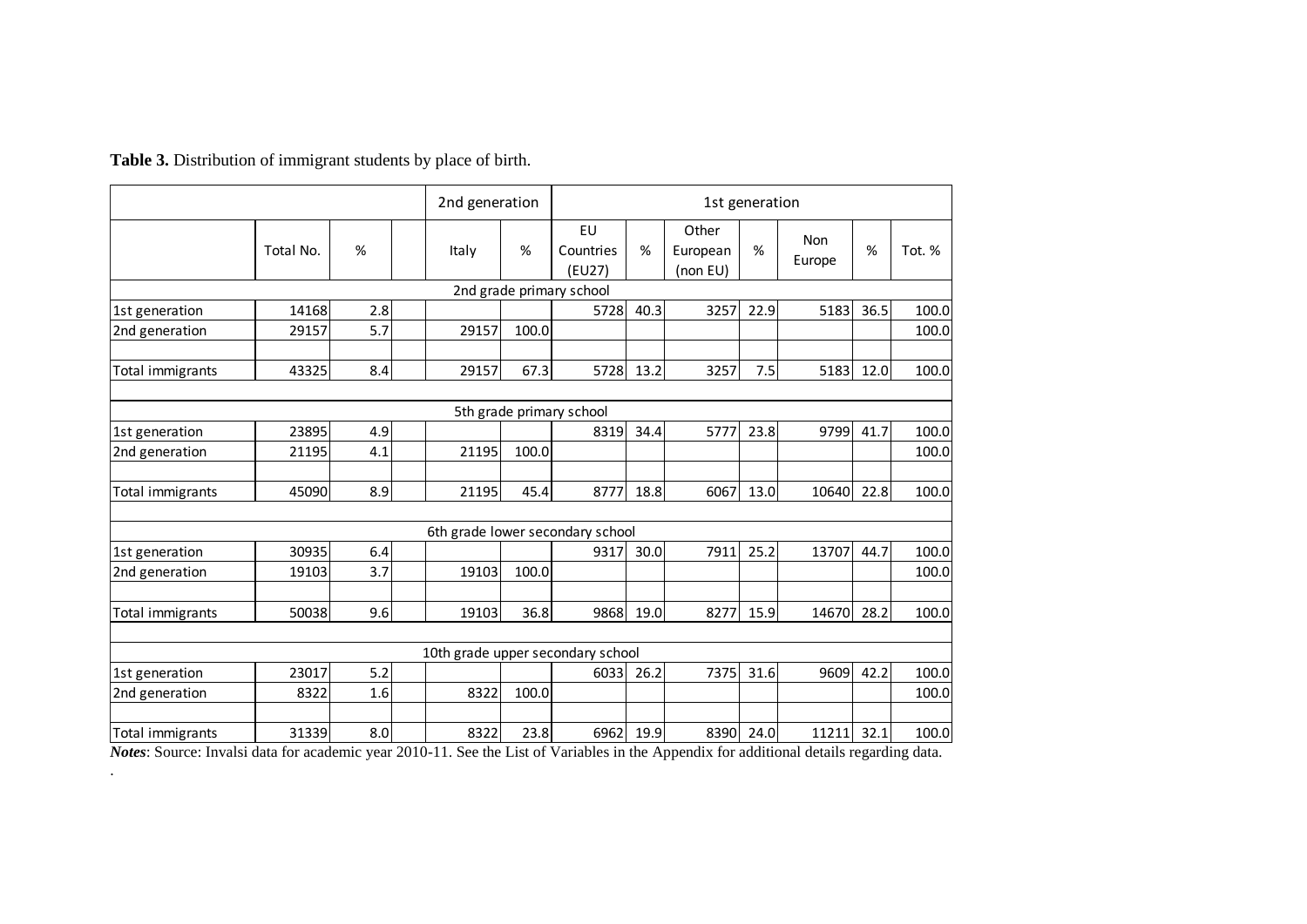**Table 3.** Distribution of immigrant students by place of birth.

| | | | | 2nd generation | | 1st generation | | | | | | |
|---|---|---|---|---|---|---|---|---|---|---|---|---|
| | Total No. | % | | Italy | % | EU Countries (EU27) | % | Other European (non EU) | % | Non Europe | % | Tot. % |
| 2nd grade primary school | | | | | | | | | | | | |
| 1st generation | 14168 | 2.8 | | | | 5728 | 40.3 | 3257 | 22.9 | 5183 | 36.5 | 100.0 |
| 2nd generation | 29157 | 5.7 | | 29157 | 100.0 | | | | | | | 100.0 |
| Total immigrants | 43325 | 8.4 | | 29157 | 67.3 | 5728 | 13.2 | 3257 | 7.5 | 5183 | 12.0 | 100.0 |
| 5th grade primary school | | | | | | | | | | | | |
| 1st generation | 23895 | 4.9 | | | | 8319 | 34.4 | 5777 | 23.8 | 9799 | 41.7 | 100.0 |
| 2nd generation | 21195 | 4.1 | | 21195 | 100.0 | | | | | | | 100.0 |
| Total immigrants | 45090 | 8.9 | | 21195 | 45.4 | 8777 | 18.8 | 6067 | 13.0 | 10640 | 22.8 | 100.0 |
| 6th grade lower secondary school | | | | | | | | | | | | |
| 1st generation | 30935 | 6.4 | | | | 9317 | 30.0 | 7911 | 25.2 | 13707 | 44.7 | 100.0 |
| 2nd generation | 19103 | 3.7 | | 19103 | 100.0 | | | | | | | 100.0 |
| Total immigrants | 50038 | 9.6 | | 19103 | 36.8 | 9868 | 19.0 | 8277 | 15.9 | 14670 | 28.2 | 100.0 |
| 10th grade upper secondary school | | | | | | | | | | | | |
| 1st generation | 23017 | 5.2 | | | | 6033 | 26.2 | 7375 | 31.6 | 9609 | 42.2 | 100.0 |
| 2nd generation | 8322 | 1.6 | | 8322 | 100.0 | | | | | | | 100.0 |
| Total immigrants | 31339 | 8.0 | | 8322 | 23.8 | 6962 | 19.9 | 8390 | 24.0 | 11211 | 32.1 | 100.0 |

***Notes***: Source: Invalsi data for academic year 2010-11. See the List of Variables in the Appendix for additional details regarding data.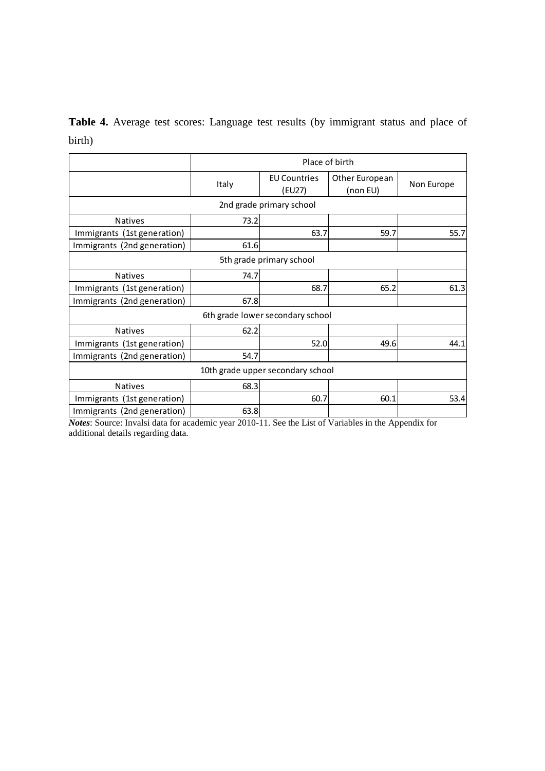**Table 4.** Average test scores: Language test results (by immigrant status and place of birth)

| | Place of birth | | | |
|---|---|---|---|---|
| | Italy | EU Countries (EU27) | Other European (non EU) | Non Europe |
| **2nd grade primary school** | | | | |
| Natives | 73.2 | | | |
| Immigrants (1st generation) | | 63.7 | 59.7 | 55.7 |
| Immigrants (2nd generation) | 61.6 | | | |
| **5th grade primary school** | | | | |
| Natives | 74.7 | | | |
| Immigrants (1st generation) | | 68.7 | 65.2 | 61.3 |
| Immigrants (2nd generation) | 67.8 | | | |
| **6th grade lower secondary school** | | | | |
| Natives | 62.2 | | | |
| Immigrants (1st generation) | | 52.0 | 49.6 | 44.1 |
| Immigrants (2nd generation) | 54.7 | | | |
| **10th grade upper secondary school** | | | | |
| Natives | 68.3 | | | |
| Immigrants (1st generation) | | 60.7 | 60.1 | 53.4 |
| Immigrants (2nd generation) | 63.8 | | | |

***Notes***: Source: Invalsi data for academic year 2010-11. See the List of Variables in the Appendix for additional details regarding data.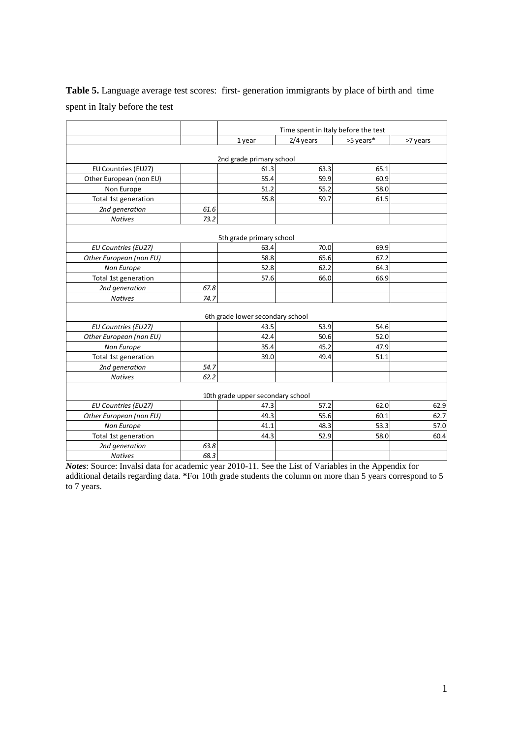**Table 5.** Language average test scores: first- generation immigrants by place of birth and time spent in Italy before the test

| | | Time spent in Italy before the test | | | |
|---|---|---|---|---|---|
| | | 1 year | 2/4 years | >5 years* | >7 years |
| 2nd grade primary school | | | | | |
| EU Countries (EU27) | | 61.3 | 63.3 | 65.1 | |
| Other European (non EU) | | 55.4 | 59.9 | 60.9 | |
| Non Europe | | 51.2 | 55.2 | 58.0 | |
| Total 1st generation | | 55.8 | 59.7 | 61.5 | |
| *2nd generation* | *61.6* | | | | |
| *Natives* | *73.2* | | | | |
| 5th grade primary school | | | | | |
| *EU Countries (EU27)* | | 63.4 | 70.0 | 69.9 | |
| *Other European (non EU)* | | 58.8 | 65.6 | 67.2 | |
| *Non Europe* | | 52.8 | 62.2 | 64.3 | |
| Total 1st generation | | 57.6 | 66.0 | 66.9 | |
| *2nd generation* | *67.8* | | | | |
| *Natives* | *74.7* | | | | |
| 6th grade lower secondary school | | | | | |
| *EU Countries (EU27)* | | 43.5 | 53.9 | 54.6 | |
| *Other European (non EU)* | | 42.4 | 50.6 | 52.0 | |
| *Non Europe* | | 35.4 | 45.2 | 47.9 | |
| Total 1st generation | | 39.0 | 49.4 | 51.1 | |
| *2nd generation* | *54.7* | | | | |
| *Natives* | *62.2* | | | | |
| 10th grade upper secondary school | | | | | |
| *EU Countries (EU27)* | | 47.3 | 57.2 | 62.0 | 62.9 |
| *Other European (non EU)* | | 49.3 | 55.6 | 60.1 | 62.7 |
| *Non Europe* | | 41.1 | 48.3 | 53.3 | 57.0 |
| Total 1st generation | | 44.3 | 52.9 | 58.0 | 60.4 |
| *2nd generation* | *63.8* | | | | |
| *Natives* | *68.3* | | | | |

***Notes***: Source: Invalsi data for academic year 2010-11. See the List of Variables in the Appendix for additional details regarding data. **\***For 10th grade students the column on more than 5 years correspond to 5 to 7 years.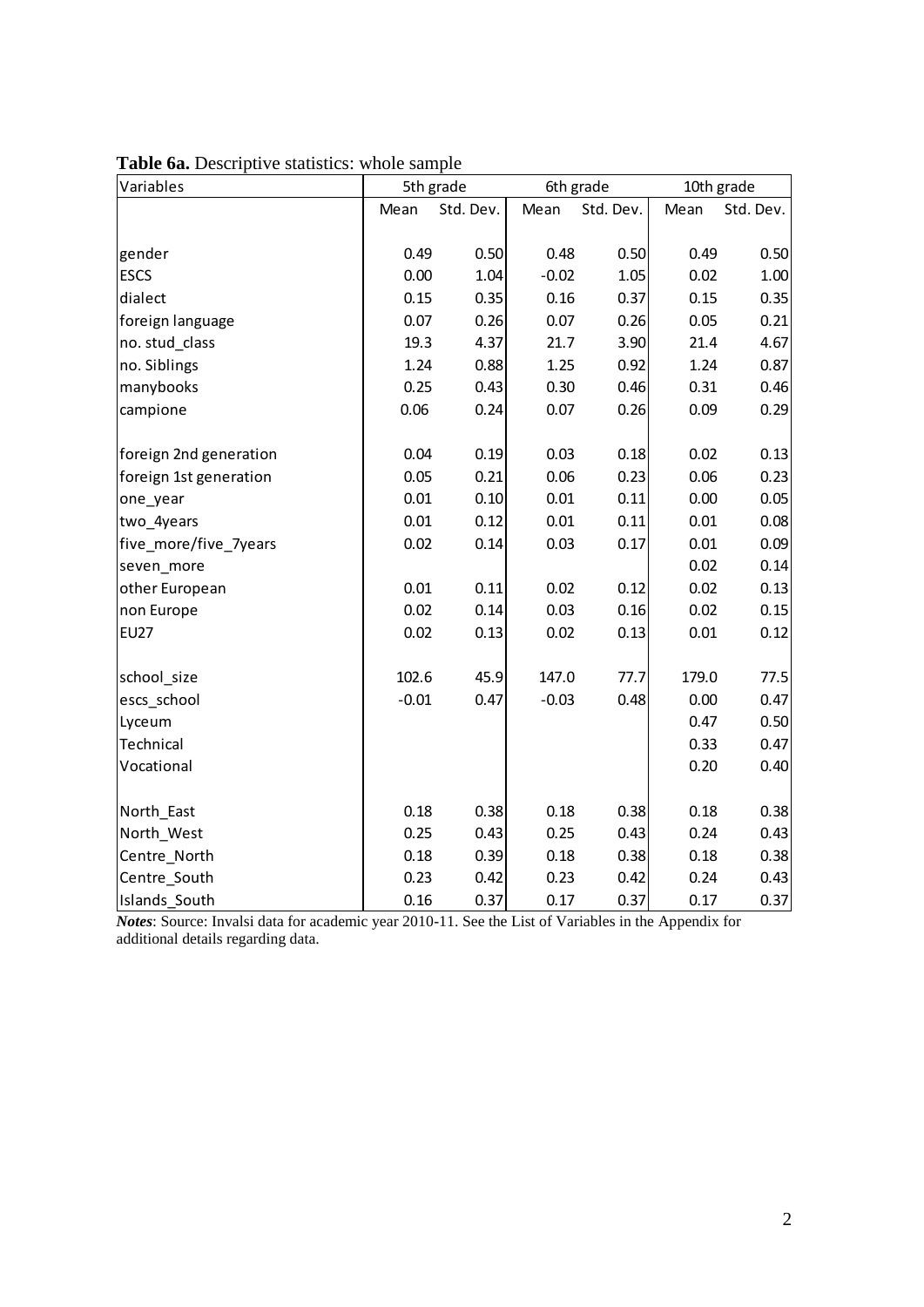**Table 6a.** Descriptive statistics: whole sample

| Variables | 5th grade | | 6th grade | | 10th grade | |
|---|---|---|---|---|---|---|
| | Mean | Std. Dev. | Mean | Std. Dev. | Mean | Std. Dev. |
| gender | 0.49 | 0.50 | 0.48 | 0.50 | 0.49 | 0.50 |
| ESCS | 0.00 | 1.04 | -0.02 | 1.05 | 0.02 | 1.00 |
| dialect | 0.15 | 0.35 | 0.16 | 0.37 | 0.15 | 0.35 |
| foreign language | 0.07 | 0.26 | 0.07 | 0.26 | 0.05 | 0.21 |
| no. stud_class | 19.3 | 4.37 | 21.7 | 3.90 | 21.4 | 4.67 |
| no. Siblings | 1.24 | 0.88 | 1.25 | 0.92 | 1.24 | 0.87 |
| manybooks | 0.25 | 0.43 | 0.30 | 0.46 | 0.31 | 0.46 |
| campione | 0.06 | 0.24 | 0.07 | 0.26 | 0.09 | 0.29 |
| foreign 2nd generation | 0.04 | 0.19 | 0.03 | 0.18 | 0.02 | 0.13 |
| foreign 1st generation | 0.05 | 0.21 | 0.06 | 0.23 | 0.06 | 0.23 |
| one_year | 0.01 | 0.10 | 0.01 | 0.11 | 0.00 | 0.05 |
| two_4years | 0.01 | 0.12 | 0.01 | 0.11 | 0.01 | 0.08 |
| five_more/five_7years | 0.02 | 0.14 | 0.03 | 0.17 | 0.01 | 0.09 |
| seven_more | | | | | 0.02 | 0.14 |
| other European | 0.01 | 0.11 | 0.02 | 0.12 | 0.02 | 0.13 |
| non Europe | 0.02 | 0.14 | 0.03 | 0.16 | 0.02 | 0.15 |
| EU27 | 0.02 | 0.13 | 0.02 | 0.13 | 0.01 | 0.12 |
| school_size | 102.6 | 45.9 | 147.0 | 77.7 | 179.0 | 77.5 |
| escs_school | -0.01 | 0.47 | -0.03 | 0.48 | 0.00 | 0.47 |
| Lyceum | | | | | 0.47 | 0.50 |
| Technical | | | | | 0.33 | 0.47 |
| Vocational | | | | | 0.20 | 0.40 |
| North_East | 0.18 | 0.38 | 0.18 | 0.38 | 0.18 | 0.38 |
| North_West | 0.25 | 0.43 | 0.25 | 0.43 | 0.24 | 0.43 |
| Centre_North | 0.18 | 0.39 | 0.18 | 0.38 | 0.18 | 0.38 |
| Centre_South | 0.23 | 0.42 | 0.23 | 0.42 | 0.24 | 0.43 |
| Islands_South | 0.16 | 0.37 | 0.17 | 0.37 | 0.17 | 0.37 |

***Notes***: Source: Invalsi data for academic year 2010-11. See the List of Variables in the Appendix for additional details regarding data.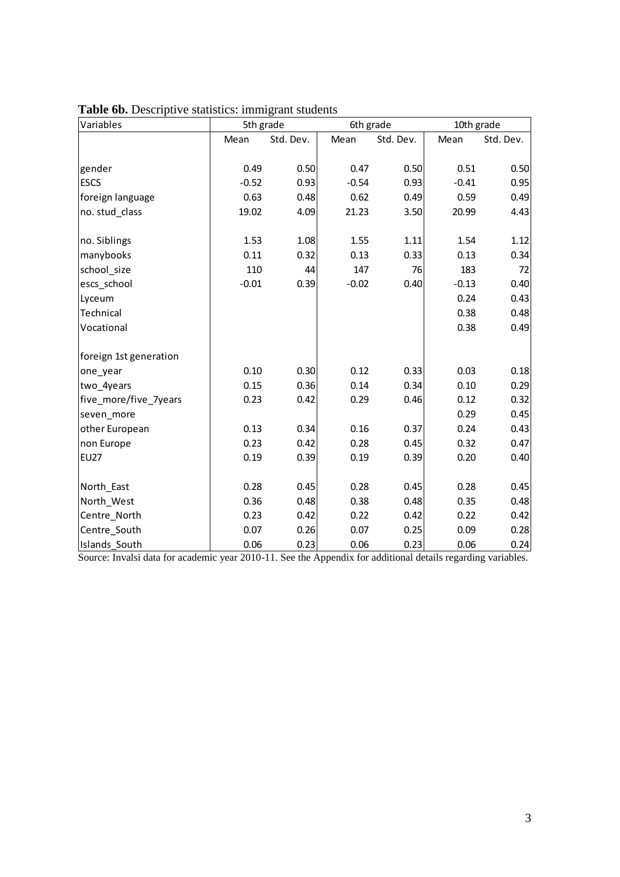**Table 6b.** Descriptive statistics: immigrant students

| Variables | 5th grade | | 6th grade | | 10th grade | |
|---|---|---|---|---|---|---|
| | Mean | Std. Dev. | Mean | Std. Dev. | Mean | Std. Dev. |
| gender | 0.49 | 0.50 | 0.47 | 0.50 | 0.51 | 0.50 |
| ESCS | -0.52 | 0.93 | -0.54 | 0.93 | -0.41 | 0.95 |
| foreign language | 0.63 | 0.48 | 0.62 | 0.49 | 0.59 | 0.49 |
| no. stud_class | 19.02 | 4.09 | 21.23 | 3.50 | 20.99 | 4.43 |
| no. Siblings | 1.53 | 1.08 | 1.55 | 1.11 | 1.54 | 1.12 |
| manybooks | 0.11 | 0.32 | 0.13 | 0.33 | 0.13 | 0.34 |
| school_size | 110 | 44 | 147 | 76 | 183 | 72 |
| escs_school | -0.01 | 0.39 | -0.02 | 0.40 | -0.13 | 0.40 |
| Lyceum | | | | | 0.24 | 0.43 |
| Technical | | | | | 0.38 | 0.48 |
| Vocational | | | | | 0.38 | 0.49 |
| foreign 1st generation | | | | | | |
| one_year | 0.10 | 0.30 | 0.12 | 0.33 | 0.03 | 0.18 |
| two_4years | 0.15 | 0.36 | 0.14 | 0.34 | 0.10 | 0.29 |
| five_more/five_7years | 0.23 | 0.42 | 0.29 | 0.46 | 0.12 | 0.32 |
| seven_more | | | | | 0.29 | 0.45 |
| other European | 0.13 | 0.34 | 0.16 | 0.37 | 0.24 | 0.43 |
| non Europe | 0.23 | 0.42 | 0.28 | 0.45 | 0.32 | 0.47 |
| EU27 | 0.19 | 0.39 | 0.19 | 0.39 | 0.20 | 0.40 |
| North_East | 0.28 | 0.45 | 0.28 | 0.45 | 0.28 | 0.45 |
| North_West | 0.36 | 0.48 | 0.38 | 0.48 | 0.35 | 0.48 |
| Centre_North | 0.23 | 0.42 | 0.22 | 0.42 | 0.22 | 0.42 |
| Centre_South | 0.07 | 0.26 | 0.07 | 0.25 | 0.09 | 0.28 |
| Islands_South | 0.06 | 0.23 | 0.06 | 0.23 | 0.06 | 0.24 |

Source: Invalsi data for academic year 2010-11. See the Appendix for additional details regarding variables.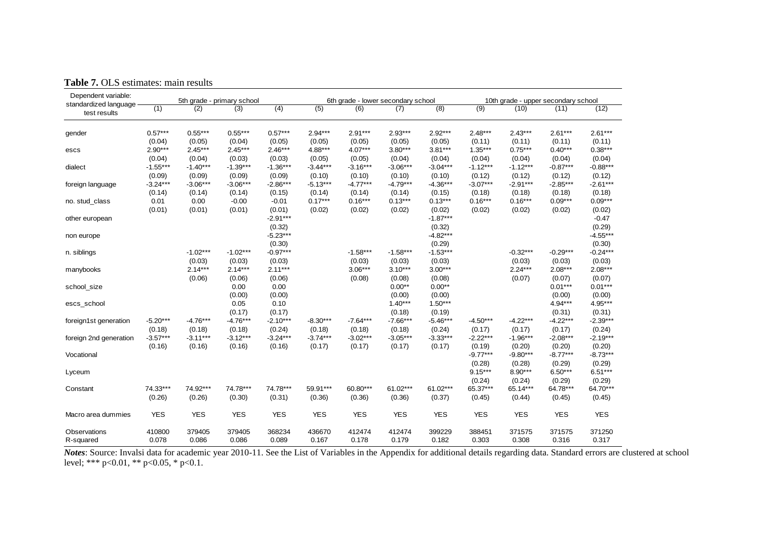**Table 7.** OLS estimates: main results

| Dependent variable: standardized language test results | 5th grade - primary school | | | | 6th grade - lower secondary school | | | | 10th grade - upper secondary school | | | |
|---|---|---|---|---|---|---|---|---|---|---|---|---|
| | (1) | (2) | (3) | (4) | (5) | (6) | (7) | (8) | (9) | (10) | (11) | (12) |
| gender | 0.57*** | 0.55*** | 0.55*** | 0.57*** | 2.94*** | 2.91*** | 2.93*** | 2.92*** | 2.48*** | 2.43*** | 2.61*** | 2.61*** |
| | (0.04) | (0.05) | (0.04) | (0.05) | (0.05) | (0.05) | (0.05) | (0.05) | (0.11) | (0.11) | (0.11) | (0.11) |
| escs | 2.90*** | 2.45*** | 2.45*** | 2.46*** | 4.88*** | 4.07*** | 3.80*** | 3.81*** | 1.35*** | 0.75*** | 0.40*** | 0.38*** |
| | (0.04) | (0.04) | (0.03) | (0.03) | (0.05) | (0.05) | (0.04) | (0.04) | (0.04) | (0.04) | (0.04) | (0.04) |
| dialect | -1.55*** | -1.40*** | -1.39*** | -1.36*** | -3.44*** | -3.16*** | -3.06*** | -3.04*** | -1.12*** | -1.12*** | -0.87*** | -0.88*** |
| | (0.09) | (0.09) | (0.09) | (0.09) | (0.10) | (0.10) | (0.10) | (0.10) | (0.12) | (0.12) | (0.12) | (0.12) |
| foreign language | -3.24*** | -3.06*** | -3.06*** | -2.86*** | -5.13*** | -4.77*** | -4.79*** | -4.36*** | -3.07*** | -2.91*** | -2.85*** | -2.61*** |
| | (0.14) | (0.14) | (0.14) | (0.15) | (0.14) | (0.14) | (0.14) | (0.15) | (0.18) | (0.18) | (0.18) | (0.18) |
| no. stud_class | 0.01 | 0.00 | -0.00 | -0.01 | 0.17*** | 0.16*** | 0.13*** | 0.13*** | 0.16*** | 0.16*** | 0.09*** | 0.09*** |
| | (0.01) | (0.01) | (0.01) | (0.01) | (0.02) | (0.02) | (0.02) | (0.02) | (0.02) | (0.02) | (0.02) | (0.02) |
| other european | | | | -2.91*** | | | | -1.87*** | | | | -0.47 |
| | | | | (0.32) | | | | (0.32) | | | | (0.29) |
| non europe | | | | -5.23*** | | | | -4.82*** | | | | -4.55*** |
| | | | | (0.30) | | | | (0.29) | | | | (0.30) |
| n. siblings | | -1.02*** | -1.02*** | -0.97*** | | -1.58*** | -1.58*** | -1.53*** | | -0.32*** | -0.29*** | -0.24*** |
| | | (0.03) | (0.03) | (0.03) | | (0.03) | (0.03) | (0.03) | | (0.03) | (0.03) | (0.03) |
| manybooks | | 2.14*** | 2.14*** | 2.11*** | | 3.06*** | 3.10*** | 3.00*** | | 2.24*** | 2.08*** | 2.08*** |
| | | (0.06) | (0.06) | (0.06) | | (0.08) | (0.08) | (0.08) | | (0.07) | (0.07) | (0.07) |
| school_size | | | 0.00 | 0.00 | | | 0.00** | 0.00** | | | 0.01*** | 0.01*** |
| | | | (0.00) | (0.00) | | | (0.00) | (0.00) | | | (0.00) | (0.00) |
| escs_school | | | 0.05 | 0.10 | | | 1.40*** | 1.50*** | | | 4.94*** | 4.95*** |
| | | | (0.17) | (0.17) | | | (0.18) | (0.19) | | | (0.31) | (0.31) |
| foreign1st generation | -5.20*** | -4.76*** | -4.76*** | -2.10*** | -8.30*** | -7.64*** | -7.66*** | -5.46*** | -4.50*** | -4.22*** | -4.22*** | -2.39*** |
| | (0.18) | (0.18) | (0.18) | (0.24) | (0.18) | (0.18) | (0.18) | (0.24) | (0.17) | (0.17) | (0.17) | (0.24) |
| foreign 2nd generation | -3.57*** | -3.11*** | -3.12*** | -3.24*** | -3.74*** | -3.02*** | -3.05*** | -3.33*** | -2.22*** | -1.96*** | -2.08*** | -2.19*** |
| | (0.16) | (0.16) | (0.16) | (0.16) | (0.17) | (0.17) | (0.17) | (0.17) | (0.19) | (0.20) | (0.20) | (0.20) |
| Vocational | | | | | | | | | -9.77*** | -9.80*** | -8.77*** | -8.73*** |
| | | | | | | | | | (0.28) | (0.28) | (0.29) | (0.29) |
| Lyceum | | | | | | | | | 9.15*** | 8.90*** | 6.50*** | 6.51*** |
| | | | | | | | | | (0.24) | (0.24) | (0.29) | (0.29) |
| Constant | 74.33*** | 74.92*** | 74.78*** | 74.78*** | 59.91*** | 60.80*** | 61.02*** | 61.02*** | 65.37*** | 65.14*** | 64.78*** | 64.70*** |
| | (0.26) | (0.26) | (0.30) | (0.31) | (0.36) | (0.36) | (0.36) | (0.37) | (0.45) | (0.44) | (0.45) | (0.45) |
| Macro area dummies | YES | YES | YES | YES | YES | YES | YES | YES | YES | YES | YES | YES |
| Observations | 410800 | 379405 | 379405 | 368234 | 436670 | 412474 | 412474 | 399229 | 388451 | 371575 | 371575 | 371250 |
| R-squared | 0.078 | 0.086 | 0.086 | 0.089 | 0.167 | 0.178 | 0.179 | 0.182 | 0.303 | 0.308 | 0.316 | 0.317 |

***Notes***: Source: Invalsi data for academic year 2010-11. See the List of Variables in the Appendix for additional details regarding data. Standard errors are clustered at school level; *** p<0.01, ** p<0.05, * p<0.1.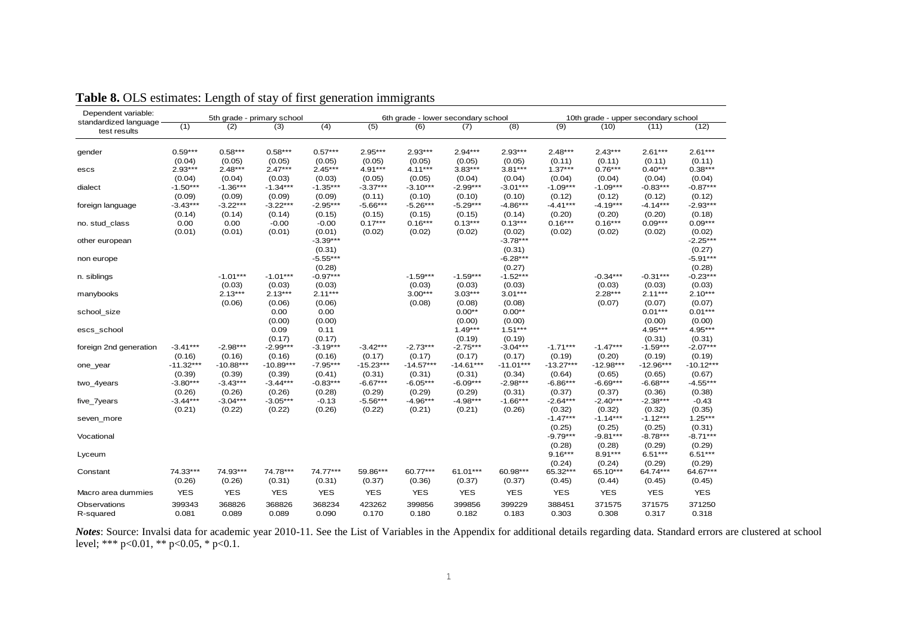**Table 8.** OLS estimates: Length of stay of first generation immigrants

| Dependent variable: standardized language test results | 5th grade - primary school | | | | 6th grade - lower secondary school | | | | 10th grade - upper secondary school | | | |
|---|---|---|---|---|---|---|---|---|---|---|---|---|
| | (1) | (2) | (3) | (4) | (5) | (6) | (7) | (8) | (9) | (10) | (11) | (12) |
| gender | 0.59*** | 0.58*** | 0.58*** | 0.57*** | 2.95*** | 2.93*** | 2.94*** | 2.93*** | 2.48*** | 2.43*** | 2.61*** | 2.61*** |
| | (0.04) | (0.05) | (0.05) | (0.05) | (0.05) | (0.05) | (0.05) | (0.05) | (0.11) | (0.11) | (0.11) | (0.11) |
| escs | 2.93*** | 2.48*** | 2.47*** | 2.45*** | 4.91*** | 4.11*** | 3.83*** | 3.81*** | 1.37*** | 0.76*** | 0.40*** | 0.38*** |
| | (0.04) | (0.04) | (0.03) | (0.03) | (0.05) | (0.05) | (0.04) | (0.04) | (0.04) | (0.04) | (0.04) | (0.04) |
| dialect | -1.50*** | -1.36*** | -1.34*** | -1.35*** | -3.37*** | -3.10*** | -2.99*** | -3.01*** | -1.09*** | -1.09*** | -0.83*** | -0.87*** |
| | (0.09) | (0.09) | (0.09) | (0.09) | (0.11) | (0.10) | (0.10) | (0.10) | (0.12) | (0.12) | (0.12) | (0.12) |
| foreign language | -3.43*** | -3.22*** | -3.22*** | -2.95*** | -5.66*** | -5.26*** | -5.29*** | -4.86*** | -4.41*** | -4.19*** | -4.14*** | -2.93*** |
| | (0.14) | (0.14) | (0.14) | (0.15) | (0.15) | (0.15) | (0.15) | (0.14) | (0.20) | (0.20) | (0.20) | (0.18) |
| no. stud_class | 0.00 | 0.00 | -0.00 | -0.00 | 0.17*** | 0.16*** | 0.13*** | 0.13*** | 0.16*** | 0.16*** | 0.09*** | 0.09*** |
| | (0.01) | (0.01) | (0.01) | (0.01) | (0.02) | (0.02) | (0.02) | (0.02) | (0.02) | (0.02) | (0.02) | (0.02) |
| other european | | | | -3.39*** | | | | -3.78*** | | | | -2.25*** |
| | | | | (0.31) | | | | (0.31) | | | | (0.27) |
| non europe | | | | -5.55*** | | | | -6.28*** | | | | -5.91*** |
| | | | | (0.28) | | | | (0.27) | | | | (0.28) |
| n. siblings | | -1.01*** | -1.01*** | -0.97*** | | -1.59*** | -1.59*** | -1.52*** | | -0.34*** | -0.31*** | -0.23*** |
| | | (0.03) | (0.03) | (0.03) | | (0.03) | (0.03) | (0.03) | | (0.03) | (0.03) | (0.03) |
| manybooks | | 2.13*** | 2.13*** | 2.11*** | | 3.00*** | 3.03*** | 3.01*** | | 2.28*** | 2.11*** | 2.10*** |
| | | (0.06) | (0.06) | (0.06) | | (0.08) | (0.08) | (0.08) | | (0.07) | (0.07) | (0.07) |
| school_size | | | 0.00 | 0.00 | | | 0.00** | 0.00** | | | 0.01*** | 0.01*** |
| | | | (0.00) | (0.00) | | | (0.00) | (0.00) | | | (0.00) | (0.00) |
| escs_school | | | 0.09 | 0.11 | | | 1.49*** | 1.51*** | | | 4.95*** | 4.95*** |
| | | | (0.17) | (0.17) | | | (0.19) | (0.19) | | | (0.31) | (0.31) |
| foreign 2nd generation | -3.41*** | -2.98*** | -2.99*** | -3.19*** | -3.42*** | -2.73*** | -2.75*** | -3.04*** | -1.71*** | -1.47*** | -1.59*** | -2.07*** |
| | (0.16) | (0.16) | (0.16) | (0.16) | (0.17) | (0.17) | (0.17) | (0.17) | (0.19) | (0.20) | (0.19) | (0.19) |
| one_year | -11.32*** | -10.88*** | -10.89*** | -7.95*** | -15.23*** | -14.57*** | -14.61*** | -11.01*** | -13.27*** | -12.98*** | -12.96*** | -10.12*** |
| | (0.39) | (0.39) | (0.39) | (0.41) | (0.31) | (0.31) | (0.31) | (0.34) | (0.64) | (0.65) | (0.65) | (0.67) |
| two_4years | -3.80*** | -3.43*** | -3.44*** | -0.83*** | -6.67*** | -6.05*** | -6.09*** | -2.98*** | -6.86*** | -6.69*** | -6.68*** | -4.55*** |
| | (0.26) | (0.26) | (0.26) | (0.28) | (0.29) | (0.29) | (0.29) | (0.31) | (0.37) | (0.37) | (0.36) | (0.38) |
| five_7years | -3.44*** | -3.04*** | -3.05*** | -0.13 | -5.56*** | -4.96*** | -4.98*** | -1.66*** | -2.64*** | -2.40*** | -2.38*** | -0.43 |
| | (0.21) | (0.22) | (0.22) | (0.26) | (0.22) | (0.21) | (0.21) | (0.26) | (0.32) | (0.32) | (0.32) | (0.35) |
| seven_more | | | | | | | | | -1.47*** | -1.14*** | -1.12*** | 1.25*** |
| | | | | | | | | | (0.25) | (0.25) | (0.25) | (0.31) |
| Vocational | | | | | | | | | -9.79*** | -9.81*** | -8.78*** | -8.71*** |
| | | | | | | | | | (0.28) | (0.28) | (0.29) | (0.29) |
| Lyceum | | | | | | | | | 9.16*** | 8.91*** | 6.51*** | 6.51*** |
| | | | | | | | | | (0.24) | (0.24) | (0.29) | (0.29) |
| Constant | 74.33*** | 74.93*** | 74.78*** | 74.77*** | 59.86*** | 60.77*** | 61.01*** | 60.98*** | 65.32*** | 65.10*** | 64.74*** | 64.67*** |
| | (0.26) | (0.26) | (0.31) | (0.31) | (0.37) | (0.36) | (0.37) | (0.37) | (0.45) | (0.44) | (0.45) | (0.45) |
| Macro area dummies | YES | YES | YES | YES | YES | YES | YES | YES | YES | YES | YES | YES |
| Observations | 399343 | 368826 | 368826 | 368234 | 423262 | 399856 | 399856 | 399229 | 388451 | 371575 | 371575 | 371250 |
| R-squared | 0.081 | 0.089 | 0.089 | 0.090 | 0.170 | 0.180 | 0.182 | 0.183 | 0.303 | 0.308 | 0.317 | 0.318 |

***Notes***: Source: Invalsi data for academic year 2010-11. See the List of Variables in the Appendix for additional details regarding data. Standard errors are clustered at school level; *** p<0.01, ** p<0.05, * p<0.1.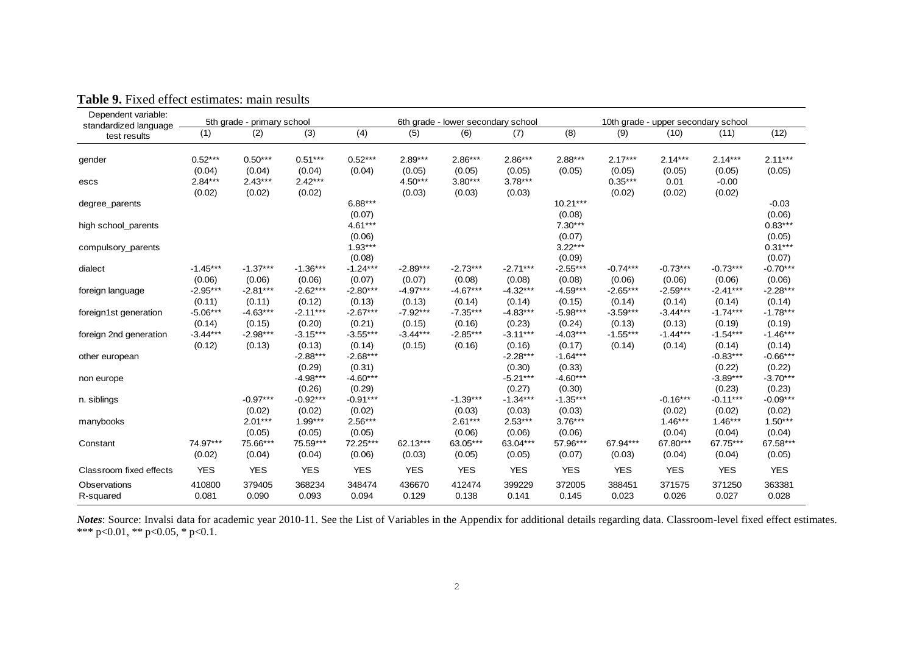**Table 9.** Fixed effect estimates: main results

| Dependent variable: standardized language test results | 5th grade - primary school | | | | 6th grade - lower secondary school | | | | 10th grade - upper secondary school | | | |
|---|---|---|---|---|---|---|---|---|---|---|---|---|
| | (1) | (2) | (3) | (4) | (5) | (6) | (7) | (8) | (9) | (10) | (11) | (12) |
| gender | 0.52*** | 0.50*** | 0.51*** | 0.52*** | 2.89*** | 2.86*** | 2.86*** | 2.88*** | 2.17*** | 2.14*** | 2.14*** | 2.11*** |
| | (0.04) | (0.04) | (0.04) | (0.04) | (0.05) | (0.05) | (0.05) | (0.05) | (0.05) | (0.05) | (0.05) | (0.05) |
| escs | 2.84*** | 2.43*** | 2.42*** | | 4.50*** | 3.80*** | 3.78*** | | 0.35*** | 0.01 | -0.00 | |
| | (0.02) | (0.02) | (0.02) | | (0.03) | (0.03) | (0.03) | | (0.02) | (0.02) | (0.02) | |
| degree_parents | | | | 6.88*** | | | | 10.21*** | | | | -0.03 |
| | | | | (0.07) | | | | (0.08) | | | | (0.06) |
| high school_parents | | | | 4.61*** | | | | 7.30*** | | | | 0.83*** |
| | | | | (0.06) | | | | (0.07) | | | | (0.05) |
| compulsory_parents | | | | 1.93*** | | | | 3.22*** | | | | 0.31*** |
| | | | | (0.08) | | | | (0.09) | | | | (0.07) |
| dialect | -1.45*** | -1.37*** | -1.36*** | -1.24*** | -2.89*** | -2.73*** | -2.71*** | -2.55*** | -0.74*** | -0.73*** | -0.73*** | -0.70*** |
| | (0.06) | (0.06) | (0.06) | (0.07) | (0.07) | (0.08) | (0.08) | (0.08) | (0.06) | (0.06) | (0.06) | (0.06) |
| foreign language | -2.95*** | -2.81*** | -2.62*** | -2.80*** | -4.97*** | -4.67*** | -4.32*** | -4.59*** | -2.65*** | -2.59*** | -2.41*** | -2.28*** |
| | (0.11) | (0.11) | (0.12) | (0.13) | (0.13) | (0.14) | (0.14) | (0.15) | (0.14) | (0.14) | (0.14) | (0.14) |
| foreign1st generation | -5.06*** | -4.63*** | -2.11*** | -2.67*** | -7.92*** | -7.35*** | -4.83*** | -5.98*** | -3.59*** | -3.44*** | -1.74*** | -1.78*** |
| | (0.14) | (0.15) | (0.20) | (0.21) | (0.15) | (0.16) | (0.23) | (0.24) | (0.13) | (0.13) | (0.19) | (0.19) |
| foreign 2nd generation | -3.44*** | -2.98*** | -3.15*** | -3.55*** | -3.44*** | -2.85*** | -3.11*** | -4.03*** | -1.55*** | -1.44*** | -1.54*** | -1.46*** |
| | (0.12) | (0.13) | (0.13) | (0.14) | (0.15) | (0.16) | (0.16) | (0.17) | (0.14) | (0.14) | (0.14) | (0.14) |
| other european | | | -2.88*** | -2.68*** | | | -2.28*** | -1.64*** | | | -0.83*** | -0.66*** |
| | | | (0.29) | (0.31) | | | (0.30) | (0.33) | | | (0.22) | (0.22) |
| non europe | | | -4.98*** | -4.60*** | | | -5.21*** | -4.60*** | | | -3.89*** | -3.70*** |
| | | | (0.26) | (0.29) | | | (0.27) | (0.30) | | | (0.23) | (0.23) |
| n. siblings | | -0.97*** | -0.92*** | -0.91*** | | -1.39*** | -1.34*** | -1.35*** | | -0.16*** | -0.11*** | -0.09*** |
| | | (0.02) | (0.02) | (0.02) | | (0.03) | (0.03) | (0.03) | | (0.02) | (0.02) | (0.02) |
| manybooks | | 2.01*** | 1.99*** | 2.56*** | | 2.61*** | 2.53*** | 3.76*** | | 1.46*** | 1.46*** | 1.50*** |
| | | (0.05) | (0.05) | (0.05) | | (0.06) | (0.06) | (0.06) | | (0.04) | (0.04) | (0.04) |
| Constant | 74.97*** | 75.66*** | 75.59*** | 72.25*** | 62.13*** | 63.05*** | 63.04*** | 57.96*** | 67.94*** | 67.80*** | 67.75*** | 67.58*** |
| | (0.02) | (0.04) | (0.04) | (0.06) | (0.03) | (0.05) | (0.05) | (0.07) | (0.03) | (0.04) | (0.04) | (0.05) |
| Classroom fixed effects | YES | YES | YES | YES | YES | YES | YES | YES | YES | YES | YES | YES |
| Observations | 410800 | 379405 | 368234 | 348474 | 436670 | 412474 | 399229 | 372005 | 388451 | 371575 | 371250 | 363381 |
| R-squared | 0.081 | 0.090 | 0.093 | 0.094 | 0.129 | 0.138 | 0.141 | 0.145 | 0.023 | 0.026 | 0.027 | 0.028 |

***Notes***: Source: Invalsi data for academic year 2010-11. See the List of Variables in the Appendix for additional details regarding data. Classroom-level fixed effect estimates. *** p<0.01, ** p<0.05, * p<0.1.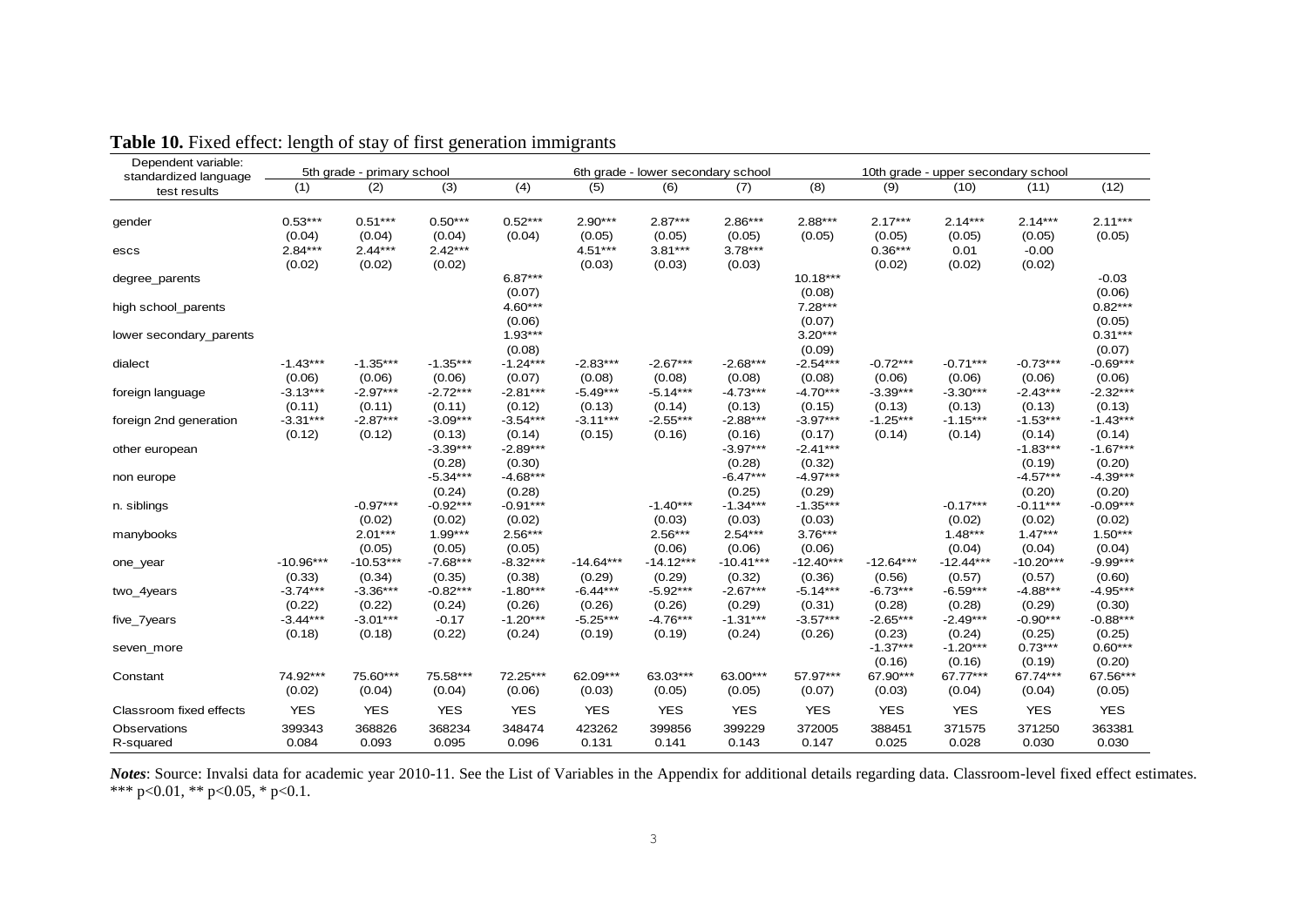**Table 10.** Fixed effect: length of stay of first generation immigrants

| Dependent variable: standardized language test results | 5th grade - primary school | | | | 6th grade - lower secondary school | | | | 10th grade - upper secondary school | | | |
|---|---|---|---|---|---|---|---|---|---|---|---|---|
| | (1) | (2) | (3) | (4) | (5) | (6) | (7) | (8) | (9) | (10) | (11) | (12) |
| gender | 0.53*** | 0.51*** | 0.50*** | 0.52*** | 2.90*** | 2.87*** | 2.86*** | 2.88*** | 2.17*** | 2.14*** | 2.14*** | 2.11*** |
| | (0.04) | (0.04) | (0.04) | (0.04) | (0.05) | (0.05) | (0.05) | (0.05) | (0.05) | (0.05) | (0.05) | (0.05) |
| escs | 2.84*** | 2.44*** | 2.42*** | | 4.51*** | 3.81*** | 3.78*** | | 0.36*** | 0.01 | -0.00 | |
| | (0.02) | (0.02) | (0.02) | | (0.03) | (0.03) | (0.03) | | (0.02) | (0.02) | (0.02) | |
| degree_parents | | | | 6.87*** | | | | 10.18*** | | | | -0.03 |
| | | | | (0.07) | | | | (0.08) | | | | (0.06) |
| high school_parents | | | | 4.60*** | | | | 7.28*** | | | | 0.82*** |
| | | | | (0.06) | | | | (0.07) | | | | (0.05) |
| lower secondary_parents | | | | 1.93*** | | | | 3.20*** | | | | 0.31*** |
| | | | | (0.08) | | | | (0.09) | | | | (0.07) |
| dialect | -1.43*** | -1.35*** | -1.35*** | -1.24*** | -2.83*** | -2.67*** | -2.68*** | -2.54*** | -0.72*** | -0.71*** | -0.73*** | -0.69*** |
| | (0.06) | (0.06) | (0.06) | (0.07) | (0.08) | (0.08) | (0.08) | (0.08) | (0.06) | (0.06) | (0.06) | (0.06) |
| foreign language | -3.13*** | -2.97*** | -2.72*** | -2.81*** | -5.49*** | -5.14*** | -4.73*** | -4.70*** | -3.39*** | -3.30*** | -2.43*** | -2.32*** |
| | (0.11) | (0.11) | (0.11) | (0.12) | (0.13) | (0.14) | (0.13) | (0.15) | (0.13) | (0.13) | (0.13) | (0.13) |
| foreign 2nd generation | -3.31*** | -2.87*** | -3.09*** | -3.54*** | -3.11*** | -2.55*** | -2.88*** | -3.97*** | -1.25*** | -1.15*** | -1.53*** | -1.43*** |
| | (0.12) | (0.12) | (0.13) | (0.14) | (0.15) | (0.16) | (0.16) | (0.17) | (0.14) | (0.14) | (0.14) | (0.14) |
| other european | | | -3.39*** | -2.89*** | | | -3.97*** | -2.41*** | | | -1.83*** | -1.67*** |
| | | | (0.28) | (0.30) | | | (0.28) | (0.32) | | | (0.19) | (0.20) |
| non europe | | | -5.34*** | -4.68*** | | | -6.47*** | -4.97*** | | | -4.57*** | -4.39*** |
| | | | (0.24) | (0.28) | | | (0.25) | (0.29) | | | (0.20) | (0.20) |
| n. siblings | | -0.97*** | -0.92*** | -0.91*** | | -1.40*** | -1.34*** | -1.35*** | | -0.17*** | -0.11*** | -0.09*** |
| | | (0.02) | (0.02) | (0.02) | | (0.03) | (0.03) | (0.03) | | (0.02) | (0.02) | (0.02) |
| manybooks | | 2.01*** | 1.99*** | 2.56*** | | 2.56*** | 2.54*** | 3.76*** | | 1.48*** | 1.47*** | 1.50*** |
| | | (0.05) | (0.05) | (0.05) | | (0.06) | (0.06) | (0.06) | | (0.04) | (0.04) | (0.04) |
| one_year | -10.96*** | -10.53*** | -7.68*** | -8.32*** | -14.64*** | -14.12*** | -10.41*** | -12.40*** | -12.64*** | -12.44*** | -10.20*** | -9.99*** |
| | (0.33) | (0.34) | (0.35) | (0.38) | (0.29) | (0.29) | (0.32) | (0.36) | (0.56) | (0.57) | (0.57) | (0.60) |
| two_4years | -3.74*** | -3.36*** | -0.82*** | -1.80*** | -6.44*** | -5.92*** | -2.67*** | -5.14*** | -6.73*** | -6.59*** | -4.88*** | -4.95*** |
| | (0.22) | (0.22) | (0.24) | (0.26) | (0.26) | (0.26) | (0.29) | (0.31) | (0.28) | (0.28) | (0.29) | (0.30) |
| five_7years | -3.44*** | -3.01*** | -0.17 | -1.20*** | -5.25*** | -4.76*** | -1.31*** | -3.57*** | -2.65*** | -2.49*** | -0.90*** | -0.88*** |
| | (0.18) | (0.18) | (0.22) | (0.24) | (0.19) | (0.19) | (0.24) | (0.26) | (0.23) | (0.24) | (0.25) | (0.25) |
| seven_more | | | | | | | | | -1.37*** | -1.20*** | 0.73*** | 0.60*** |
| | | | | | | | | | (0.16) | (0.16) | (0.19) | (0.20) |
| Constant | 74.92*** | 75.60*** | 75.58*** | 72.25*** | 62.09*** | 63.03*** | 63.00*** | 57.97*** | 67.90*** | 67.77*** | 67.74*** | 67.56*** |
| | (0.02) | (0.04) | (0.04) | (0.06) | (0.03) | (0.05) | (0.05) | (0.07) | (0.03) | (0.04) | (0.04) | (0.05) |
| Classroom fixed effects | YES | YES | YES | YES | YES | YES | YES | YES | YES | YES | YES | YES |
| Observations | 399343 | 368826 | 368234 | 348474 | 423262 | 399856 | 399229 | 372005 | 388451 | 371575 | 371250 | 363381 |
| R-squared | 0.084 | 0.093 | 0.095 | 0.096 | 0.131 | 0.141 | 0.143 | 0.147 | 0.025 | 0.028 | 0.030 | 0.030 |

***Notes***: Source: Invalsi data for academic year 2010-11. See the List of Variables in the Appendix for additional details regarding data. Classroom-level fixed effect estimates. *** p<0.01, ** p<0.05, * p<0.1.